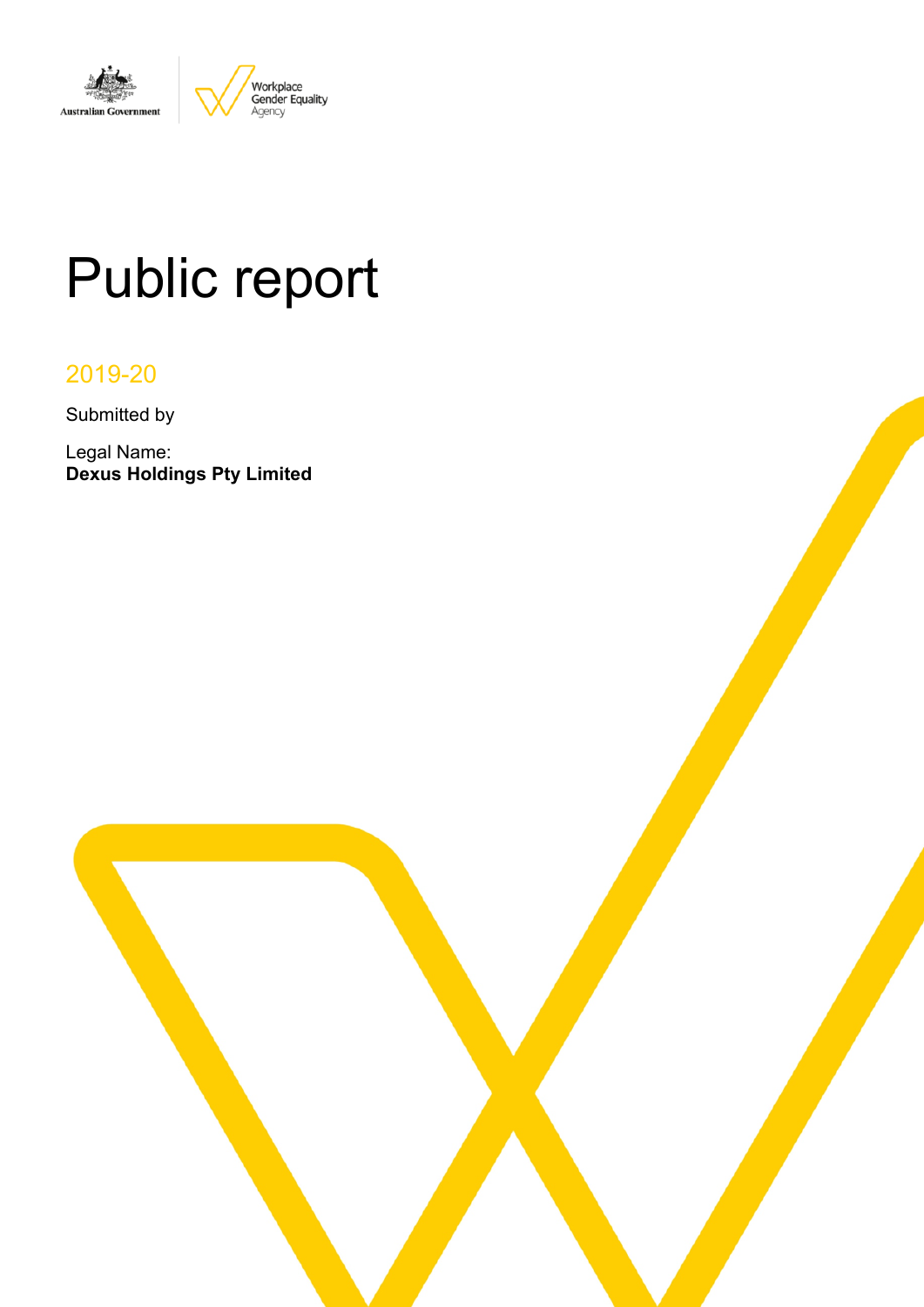Australian Government

Workplace Gender Equality Agency

# Public report

2019-20

Submitted by

Legal Name:
**Dexus Holdings Pty Limited**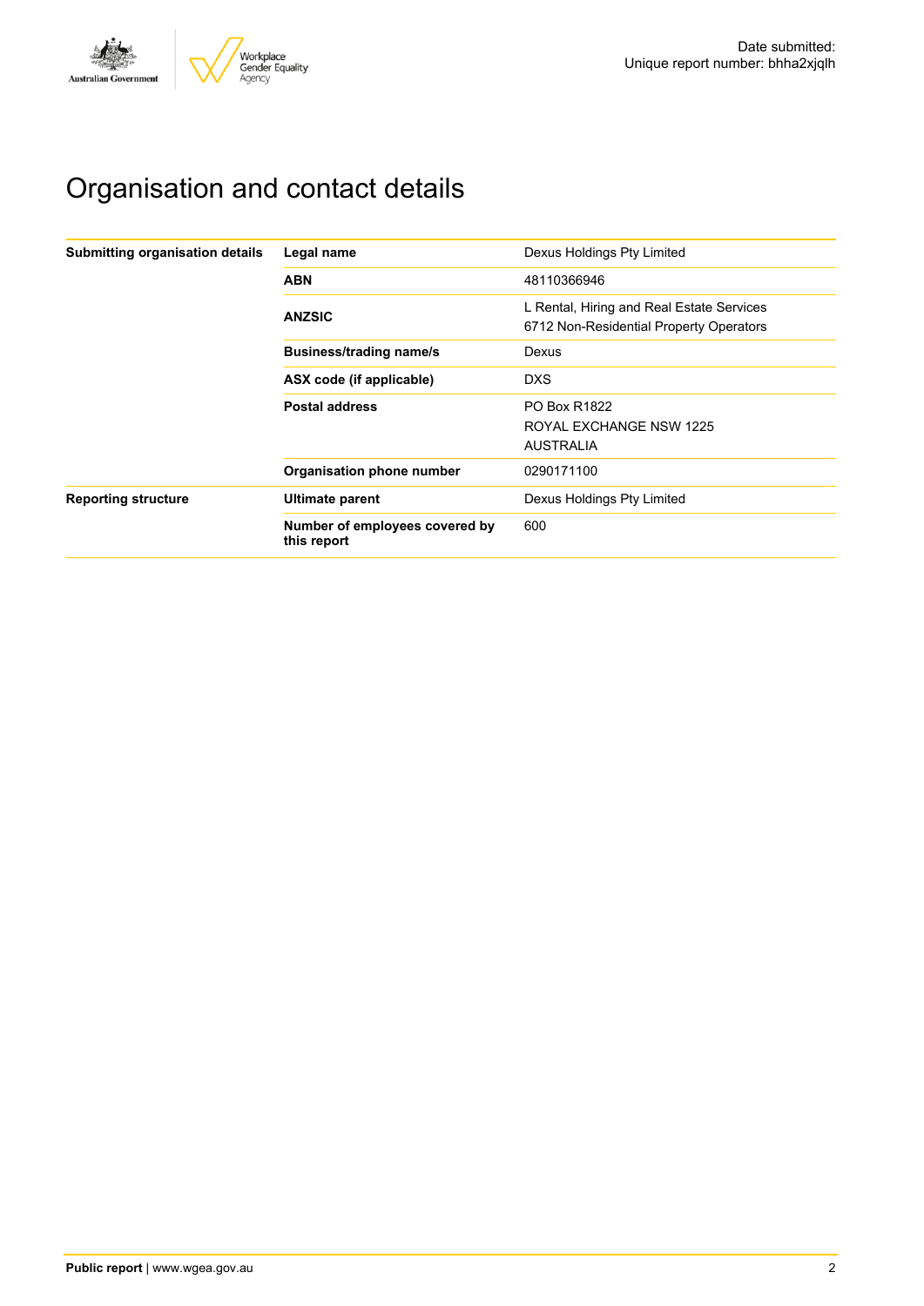Date submitted:
Unique report number: bhha2xjqlh

# Organisation and contact details

| | | |
|---|---|---|
| **Submitting organisation details** | **Legal name** | Dexus Holdings Pty Limited |
| | **ABN** | 48110366946 |
| | **ANZSIC** | L Rental, Hiring and Real Estate Services<br>6712 Non-Residential Property Operators |
| | **Business/trading name/s** | Dexus |
| | **ASX code (if applicable)** | DXS |
| | **Postal address** | PO Box R1822<br>ROYAL EXCHANGE NSW 1225<br>AUSTRALIA |
| | **Organisation phone number** | 0290171100 |
| **Reporting structure** | **Ultimate parent** | Dexus Holdings Pty Limited |
| | **Number of employees covered by this report** | 600 |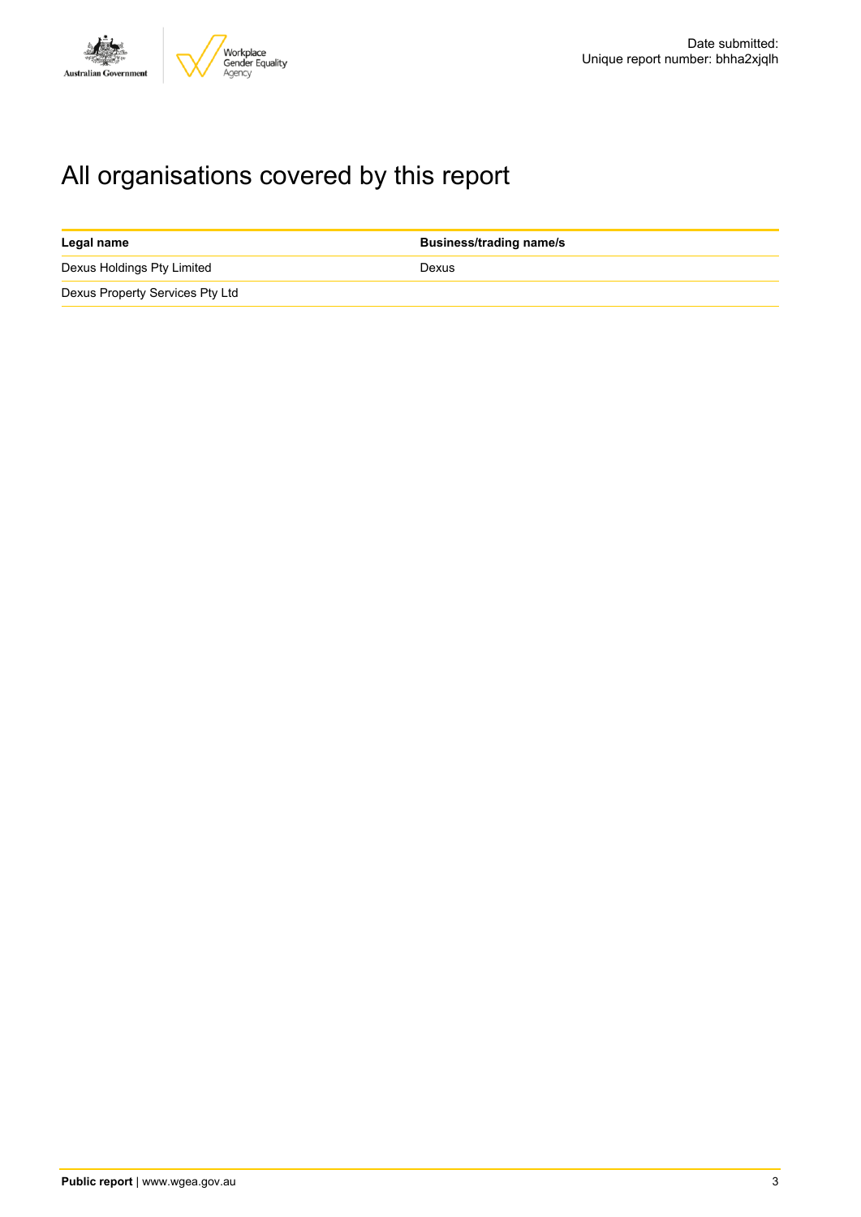# All organisations covered by this report

| Legal name | Business/trading name/s |
| --- | --- |
| Dexus Holdings Pty Limited | Dexus |
| Dexus Property Services Pty Ltd | |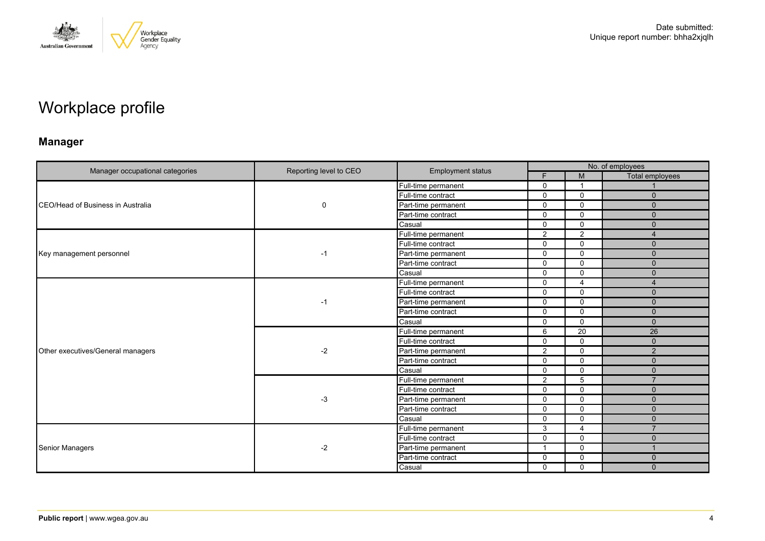# Workplace profile

## Manager

| Manager occupational categories | Reporting level to CEO | Employment status | No. of employees | | |
|---|---|---|---|---|---|
| | | | F | M | Total employees |
| CEO/Head of Business in Australia | 0 | Full-time permanent | 0 | 1 | 1 |
| | | Full-time contract | 0 | 0 | 0 |
| | | Part-time permanent | 0 | 0 | 0 |
| | | Part-time contract | 0 | 0 | 0 |
| | | Casual | 0 | 0 | 0 |
| Key management personnel | -1 | Full-time permanent | 2 | 2 | 4 |
| | | Full-time contract | 0 | 0 | 0 |
| | | Part-time permanent | 0 | 0 | 0 |
| | | Part-time contract | 0 | 0 | 0 |
| | | Casual | 0 | 0 | 0 |
| Other executives/General managers | -1 | Full-time permanent | 0 | 4 | 4 |
| | | Full-time contract | 0 | 0 | 0 |
| | | Part-time permanent | 0 | 0 | 0 |
| | | Part-time contract | 0 | 0 | 0 |
| | | Casual | 0 | 0 | 0 |
| | -2 | Full-time permanent | 6 | 20 | 26 |
| | | Full-time contract | 0 | 0 | 0 |
| | | Part-time permanent | 2 | 0 | 2 |
| | | Part-time contract | 0 | 0 | 0 |
| | | Casual | 0 | 0 | 0 |
| | -3 | Full-time permanent | 2 | 5 | 7 |
| | | Full-time contract | 0 | 0 | 0 |
| | | Part-time permanent | 0 | 0 | 0 |
| | | Part-time contract | 0 | 0 | 0 |
| | | Casual | 0 | 0 | 0 |
| Senior Managers | -2 | Full-time permanent | 3 | 4 | 7 |
| | | Full-time contract | 0 | 0 | 0 |
| | | Part-time permanent | 1 | 0 | 1 |
| | | Part-time contract | 0 | 0 | 0 |
| | | Casual | 0 | 0 | 0 |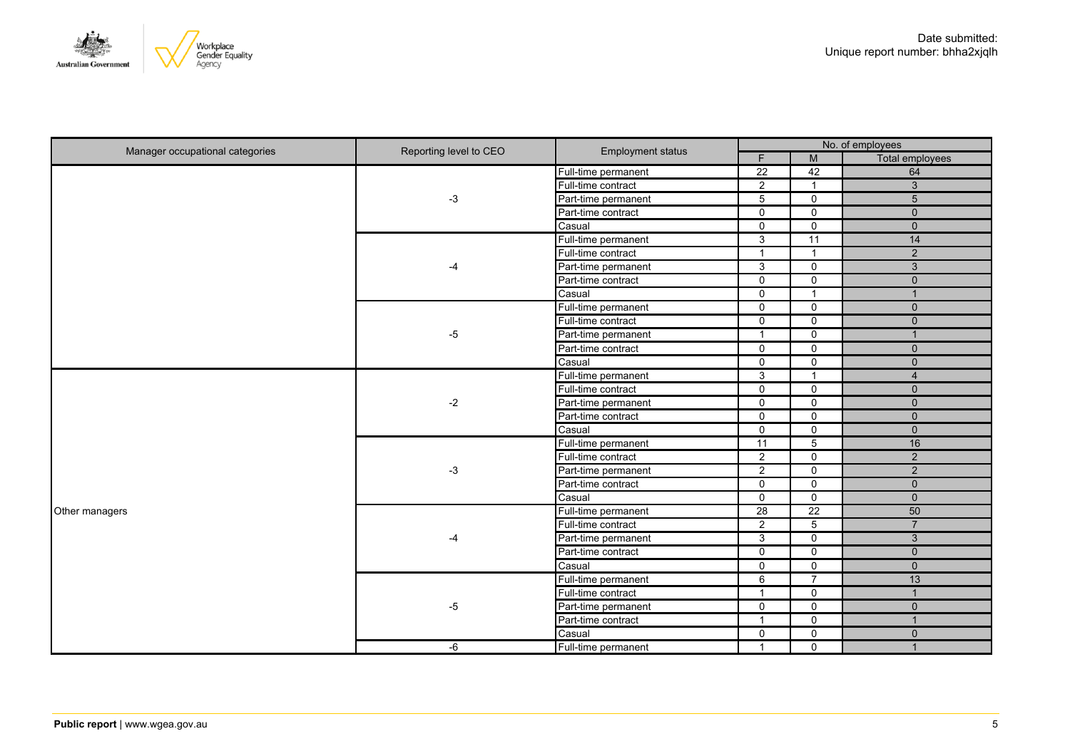Date submitted:
Unique report number: bhha2xjqlh

| Manager occupational categories | Reporting level to CEO | Employment status | No. of employees | | |
|---|---|---|---|---|---|
| | | | F | M | Total employees |
| | -3 | Full-time permanent | 22 | 42 | 64 |
| | | Full-time contract | 2 | 1 | 3 |
| | | Part-time permanent | 5 | 0 | 5 |
| | | Part-time contract | 0 | 0 | 0 |
| | | Casual | 0 | 0 | 0 |
| | -4 | Full-time permanent | 3 | 11 | 14 |
| | | Full-time contract | 1 | 1 | 2 |
| | | Part-time permanent | 3 | 0 | 3 |
| | | Part-time contract | 0 | 0 | 0 |
| | | Casual | 0 | 1 | 1 |
| | -5 | Full-time permanent | 0 | 0 | 0 |
| | | Full-time contract | 0 | 0 | 0 |
| | | Part-time permanent | 1 | 0 | 1 |
| | | Part-time contract | 0 | 0 | 0 |
| | | Casual | 0 | 0 | 0 |
| Other managers | -2 | Full-time permanent | 3 | 1 | 4 |
| | | Full-time contract | 0 | 0 | 0 |
| | | Part-time permanent | 0 | 0 | 0 |
| | | Part-time contract | 0 | 0 | 0 |
| | | Casual | 0 | 0 | 0 |
| | -3 | Full-time permanent | 11 | 5 | 16 |
| | | Full-time contract | 2 | 0 | 2 |
| | | Part-time permanent | 2 | 0 | 2 |
| | | Part-time contract | 0 | 0 | 0 |
| | | Casual | 0 | 0 | 0 |
| | -4 | Full-time permanent | 28 | 22 | 50 |
| | | Full-time contract | 2 | 5 | 7 |
| | | Part-time permanent | 3 | 0 | 3 |
| | | Part-time contract | 0 | 0 | 0 |
| | | Casual | 0 | 0 | 0 |
| | -5 | Full-time permanent | 6 | 7 | 13 |
| | | Full-time contract | 1 | 0 | 1 |
| | | Part-time permanent | 0 | 0 | 0 |
| | | Part-time contract | 1 | 0 | 1 |
| | | Casual | 0 | 0 | 0 |
| | -6 | Full-time permanent | 1 | 0 | 1 |

**Public report** | www.wgea.gov.au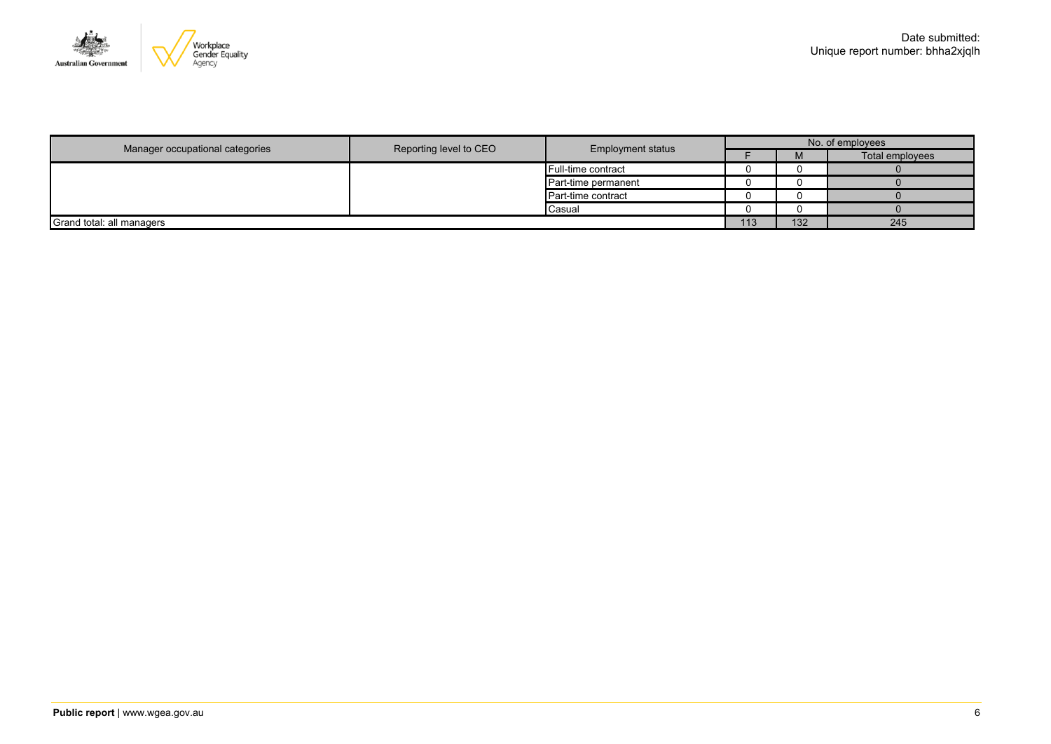Date submitted:
Unique report number: bhha2xjqlh

| Manager occupational categories | Reporting level to CEO | Employment status | No. of employees | | |
|---|---|---|---|---|---|
| | | | F | M | Total employees |
| | | Full-time contract | 0 | 0 | 0 |
| | | Part-time permanent | 0 | 0 | 0 |
| | | Part-time contract | 0 | 0 | 0 |
| | | Casual | 0 | 0 | 0 |
| Grand total: all managers | | | 113 | 132 | 245 |

**Public report** | www.wgea.gov.au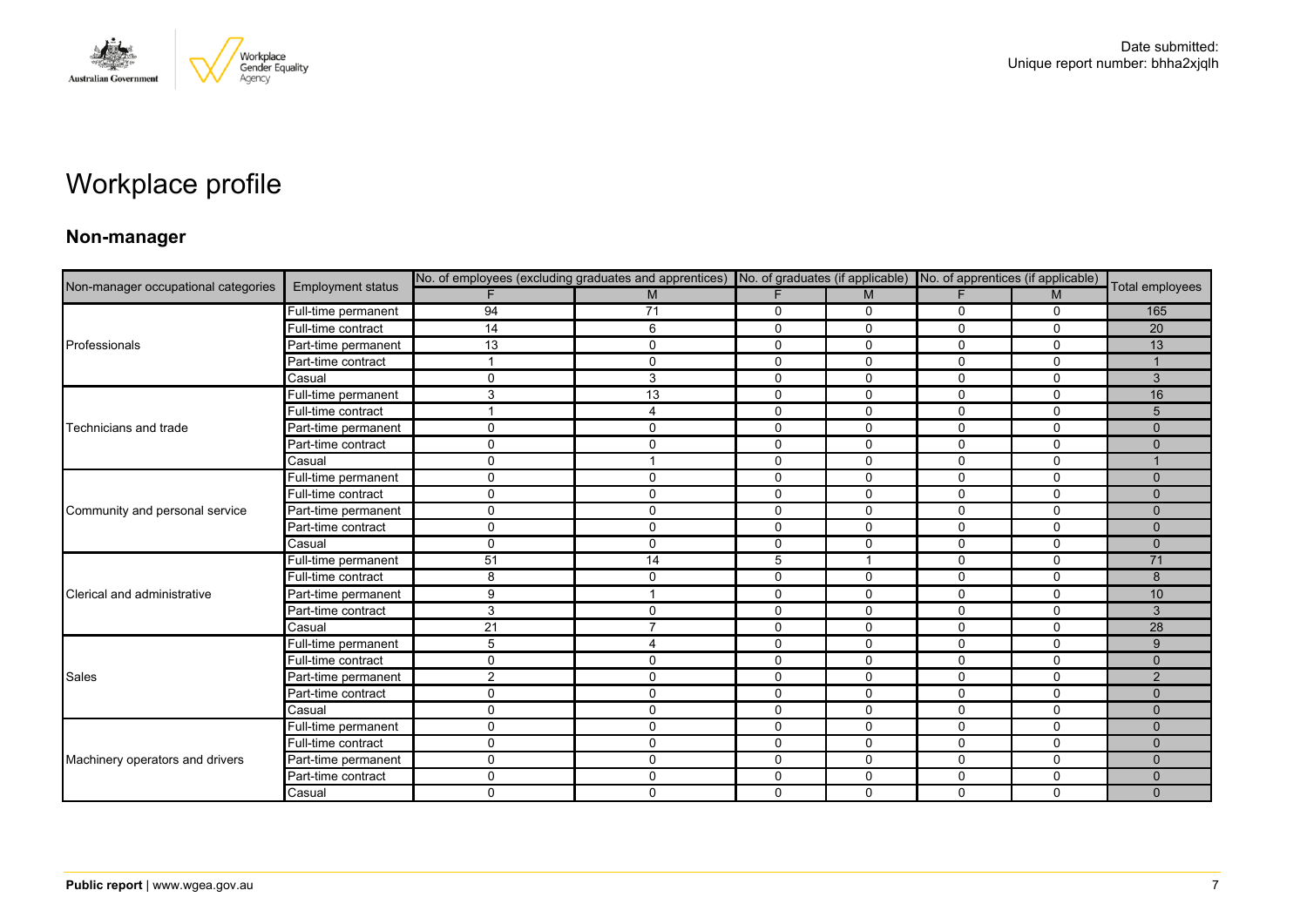Date submitted:
Unique report number: bhha2xjqlh

# Workplace profile

## Non-manager

| Non-manager occupational categories | Employment status | No. of employees (excluding graduates and apprentices) | | No. of graduates (if applicable) | | No. of apprentices (if applicable) | | Total employees |
|---|---|---|---|---|---|---|---|---|
| | | F | M | F | M | F | M | |
| Professionals | Full-time permanent | 94 | 71 | 0 | 0 | 0 | 0 | 165 |
| | Full-time contract | 14 | 6 | 0 | 0 | 0 | 0 | 20 |
| | Part-time permanent | 13 | 0 | 0 | 0 | 0 | 0 | 13 |
| | Part-time contract | 1 | 0 | 0 | 0 | 0 | 0 | 1 |
| | Casual | 0 | 3 | 0 | 0 | 0 | 0 | 3 |
| Technicians and trade | Full-time permanent | 3 | 13 | 0 | 0 | 0 | 0 | 16 |
| | Full-time contract | 1 | 4 | 0 | 0 | 0 | 0 | 5 |
| | Part-time permanent | 0 | 0 | 0 | 0 | 0 | 0 | 0 |
| | Part-time contract | 0 | 0 | 0 | 0 | 0 | 0 | 0 |
| | Casual | 0 | 1 | 0 | 0 | 0 | 0 | 1 |
| Community and personal service | Full-time permanent | 0 | 0 | 0 | 0 | 0 | 0 | 0 |
| | Full-time contract | 0 | 0 | 0 | 0 | 0 | 0 | 0 |
| | Part-time permanent | 0 | 0 | 0 | 0 | 0 | 0 | 0 |
| | Part-time contract | 0 | 0 | 0 | 0 | 0 | 0 | 0 |
| | Casual | 0 | 0 | 0 | 0 | 0 | 0 | 0 |
| Clerical and administrative | Full-time permanent | 51 | 14 | 5 | 1 | 0 | 0 | 71 |
| | Full-time contract | 8 | 0 | 0 | 0 | 0 | 0 | 8 |
| | Part-time permanent | 9 | 1 | 0 | 0 | 0 | 0 | 10 |
| | Part-time contract | 3 | 0 | 0 | 0 | 0 | 0 | 3 |
| | Casual | 21 | 7 | 0 | 0 | 0 | 0 | 28 |
| Sales | Full-time permanent | 5 | 4 | 0 | 0 | 0 | 0 | 9 |
| | Full-time contract | 0 | 0 | 0 | 0 | 0 | 0 | 0 |
| | Part-time permanent | 2 | 0 | 0 | 0 | 0 | 0 | 2 |
| | Part-time contract | 0 | 0 | 0 | 0 | 0 | 0 | 0 |
| | Casual | 0 | 0 | 0 | 0 | 0 | 0 | 0 |
| Machinery operators and drivers | Full-time permanent | 0 | 0 | 0 | 0 | 0 | 0 | 0 |
| | Full-time contract | 0 | 0 | 0 | 0 | 0 | 0 | 0 |
| | Part-time permanent | 0 | 0 | 0 | 0 | 0 | 0 | 0 |
| | Part-time contract | 0 | 0 | 0 | 0 | 0 | 0 | 0 |
| | Casual | 0 | 0 | 0 | 0 | 0 | 0 | 0 |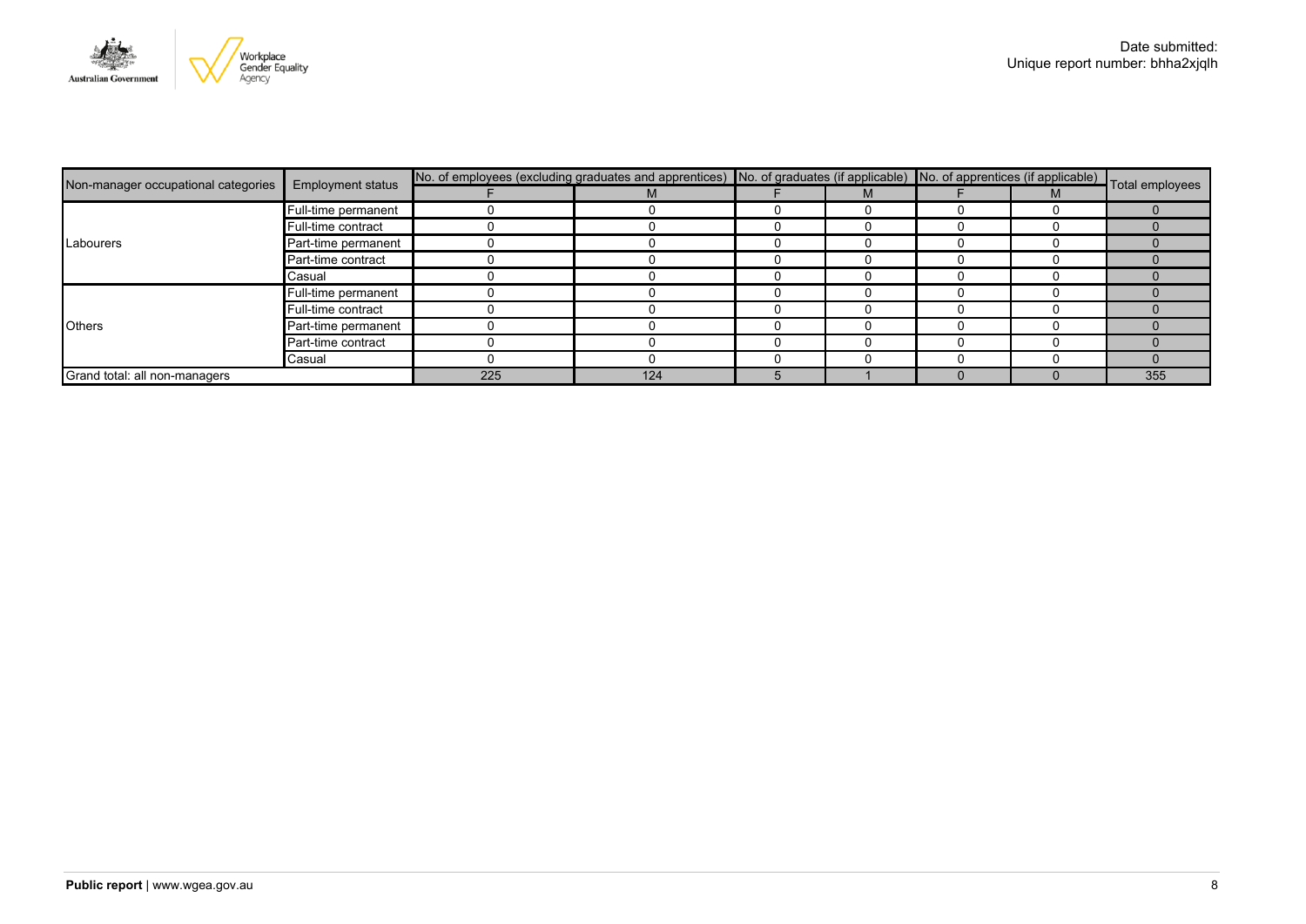Date submitted:
Unique report number: bhha2xjqlh

| Non-manager occupational categories | Employment status | No. of employees (excluding graduates and apprentices) | | No. of graduates (if applicable) | | No. of apprentices (if applicable) | | Total employees |
|---|---|---|---|---|---|---|---|---|
| | | F | M | F | M | F | M | |
| Labourers | Full-time permanent | 0 | 0 | 0 | 0 | 0 | 0 | 0 |
| | Full-time contract | 0 | 0 | 0 | 0 | 0 | 0 | 0 |
| | Part-time permanent | 0 | 0 | 0 | 0 | 0 | 0 | 0 |
| | Part-time contract | 0 | 0 | 0 | 0 | 0 | 0 | 0 |
| | Casual | 0 | 0 | 0 | 0 | 0 | 0 | 0 |
| Others | Full-time permanent | 0 | 0 | 0 | 0 | 0 | 0 | 0 |
| | Full-time contract | 0 | 0 | 0 | 0 | 0 | 0 | 0 |
| | Part-time permanent | 0 | 0 | 0 | 0 | 0 | 0 | 0 |
| | Part-time contract | 0 | 0 | 0 | 0 | 0 | 0 | 0 |
| | Casual | 0 | 0 | 0 | 0 | 0 | 0 | 0 |
| Grand total: all non-managers | | 225 | 124 | 5 | 1 | 0 | 0 | 355 |

**Public report** | www.wgea.gov.au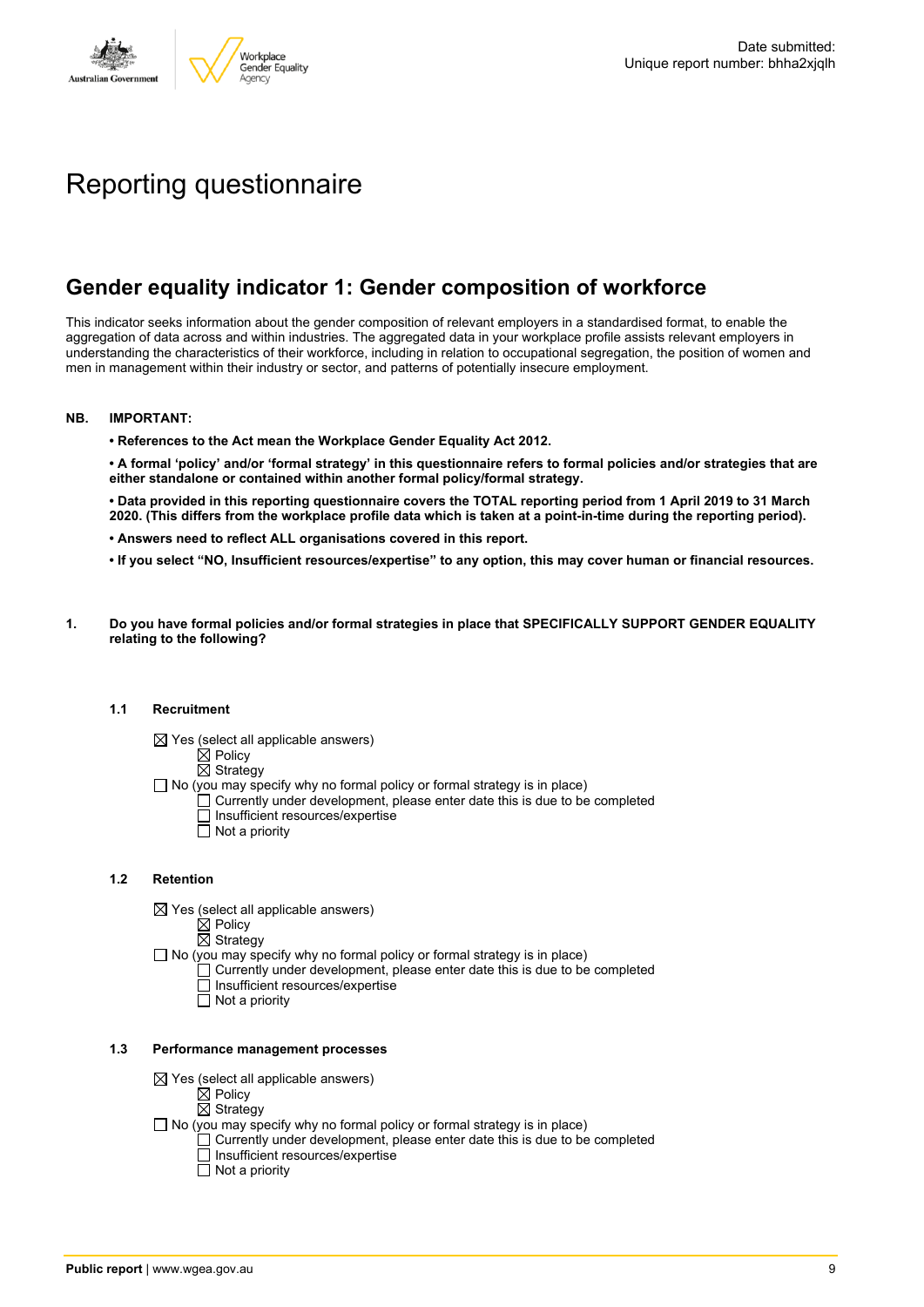Date submitted:
Unique report number: bhha2xjqlh

# Reporting questionnaire

## Gender equality indicator 1: Gender composition of workforce

This indicator seeks information about the gender composition of relevant employers in a standardised format, to enable the aggregation of data across and within industries. The aggregated data in your workplace profile assists relevant employers in understanding the characteristics of their workforce, including in relation to occupational segregation, the position of women and men in management within their industry or sector, and patterns of potentially insecure employment.

**NB. IMPORTANT:**

- **References to the Act mean the Workplace Gender Equality Act 2012.**
- **A formal 'policy' and/or 'formal strategy' in this questionnaire refers to formal policies and/or strategies that are either standalone or contained within another formal policy/formal strategy.**
- **Data provided in this reporting questionnaire covers the TOTAL reporting period from 1 April 2019 to 31 March 2020. (This differs from the workplace profile data which is taken at a point-in-time during the reporting period).**
- **Answers need to reflect ALL organisations covered in this report.**
- **If you select "NO, Insufficient resources/expertise" to any option, this may cover human or financial resources.**

**1. Do you have formal policies and/or formal strategies in place that SPECIFICALLY SUPPORT GENDER EQUALITY relating to the following?**

**1.1 Recruitment**

- ☒ Yes (select all applicable answers)
  - ☒ Policy
  - ☒ Strategy
- ☐ No (you may specify why no formal policy or formal strategy is in place)
  - ☐ Currently under development, please enter date this is due to be completed
  - ☐ Insufficient resources/expertise
  - ☐ Not a priority

**1.2 Retention**

- ☒ Yes (select all applicable answers)
  - ☒ Policy
  - ☒ Strategy
- ☐ No (you may specify why no formal policy or formal strategy is in place)
  - ☐ Currently under development, please enter date this is due to be completed
  - ☐ Insufficient resources/expertise
  - ☐ Not a priority

**1.3 Performance management processes**

- ☒ Yes (select all applicable answers)
  - ☒ Policy
  - ☒ Strategy
- ☐ No (you may specify why no formal policy or formal strategy is in place)
  - ☐ Currently under development, please enter date this is due to be completed
  - ☐ Insufficient resources/expertise
  - ☐ Not a priority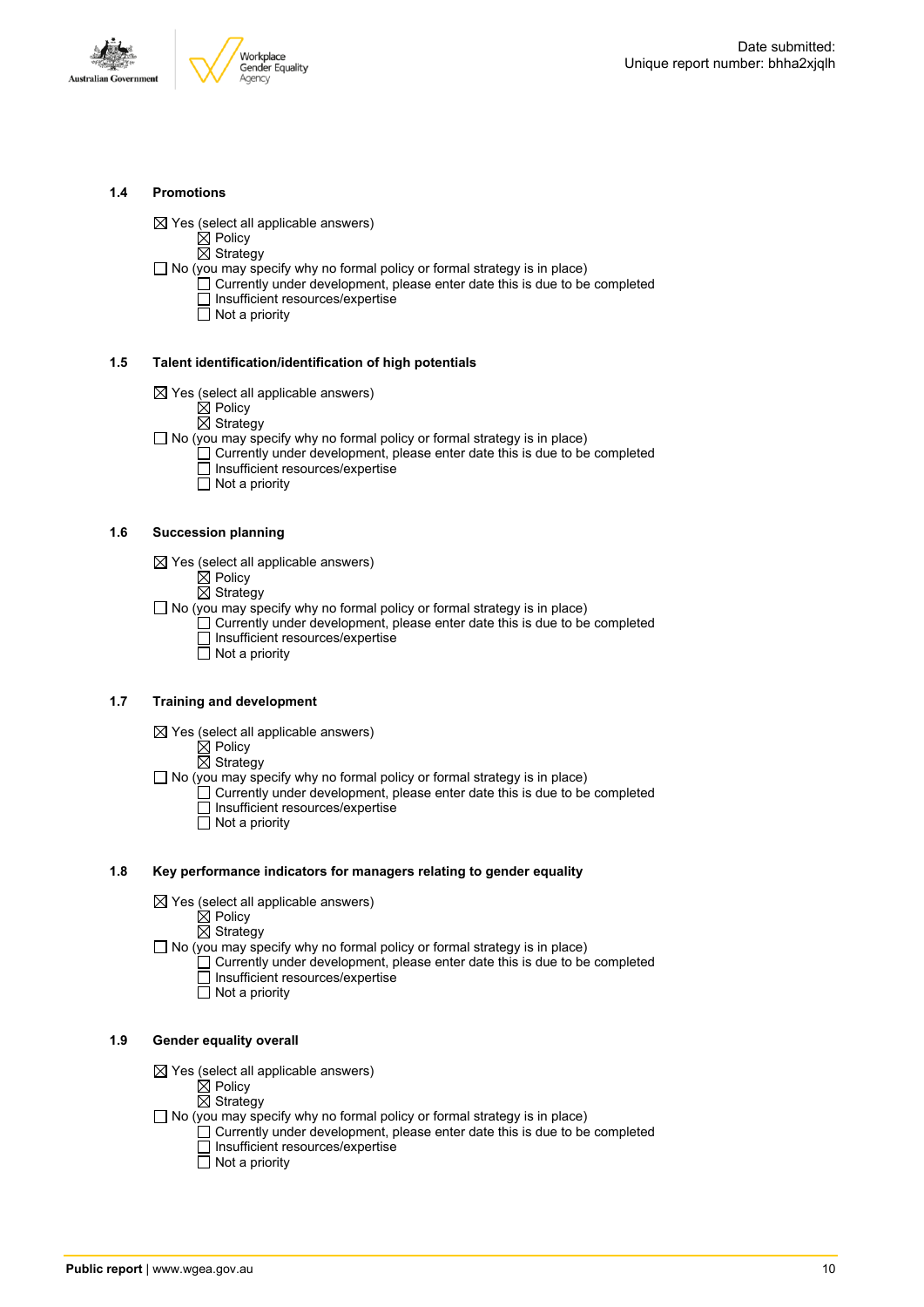### 1.4 Promotions

☒ Yes (select all applicable answers)
 ☒ Policy
 ☒ Strategy
☐ No (you may specify why no formal policy or formal strategy is in place)
 ☐ Currently under development, please enter date this is due to be completed
 ☐ Insufficient resources/expertise
 ☐ Not a priority

### 1.5 Talent identification/identification of high potentials

☒ Yes (select all applicable answers)
 ☒ Policy
 ☒ Strategy
☐ No (you may specify why no formal policy or formal strategy is in place)
 ☐ Currently under development, please enter date this is due to be completed
 ☐ Insufficient resources/expertise
 ☐ Not a priority

### 1.6 Succession planning

☒ Yes (select all applicable answers)
 ☒ Policy
 ☒ Strategy
☐ No (you may specify why no formal policy or formal strategy is in place)
 ☐ Currently under development, please enter date this is due to be completed
 ☐ Insufficient resources/expertise
 ☐ Not a priority

### 1.7 Training and development

☒ Yes (select all applicable answers)
 ☒ Policy
 ☒ Strategy
☐ No (you may specify why no formal policy or formal strategy is in place)
 ☐ Currently under development, please enter date this is due to be completed
 ☐ Insufficient resources/expertise
 ☐ Not a priority

### 1.8 Key performance indicators for managers relating to gender equality

☒ Yes (select all applicable answers)
 ☒ Policy
 ☒ Strategy
☐ No (you may specify why no formal policy or formal strategy is in place)
 ☐ Currently under development, please enter date this is due to be completed
 ☐ Insufficient resources/expertise
 ☐ Not a priority

### 1.9 Gender equality overall

☒ Yes (select all applicable answers)
 ☒ Policy
 ☒ Strategy
☐ No (you may specify why no formal policy or formal strategy is in place)
 ☐ Currently under development, please enter date this is due to be completed
 ☐ Insufficient resources/expertise
 ☐ Not a priority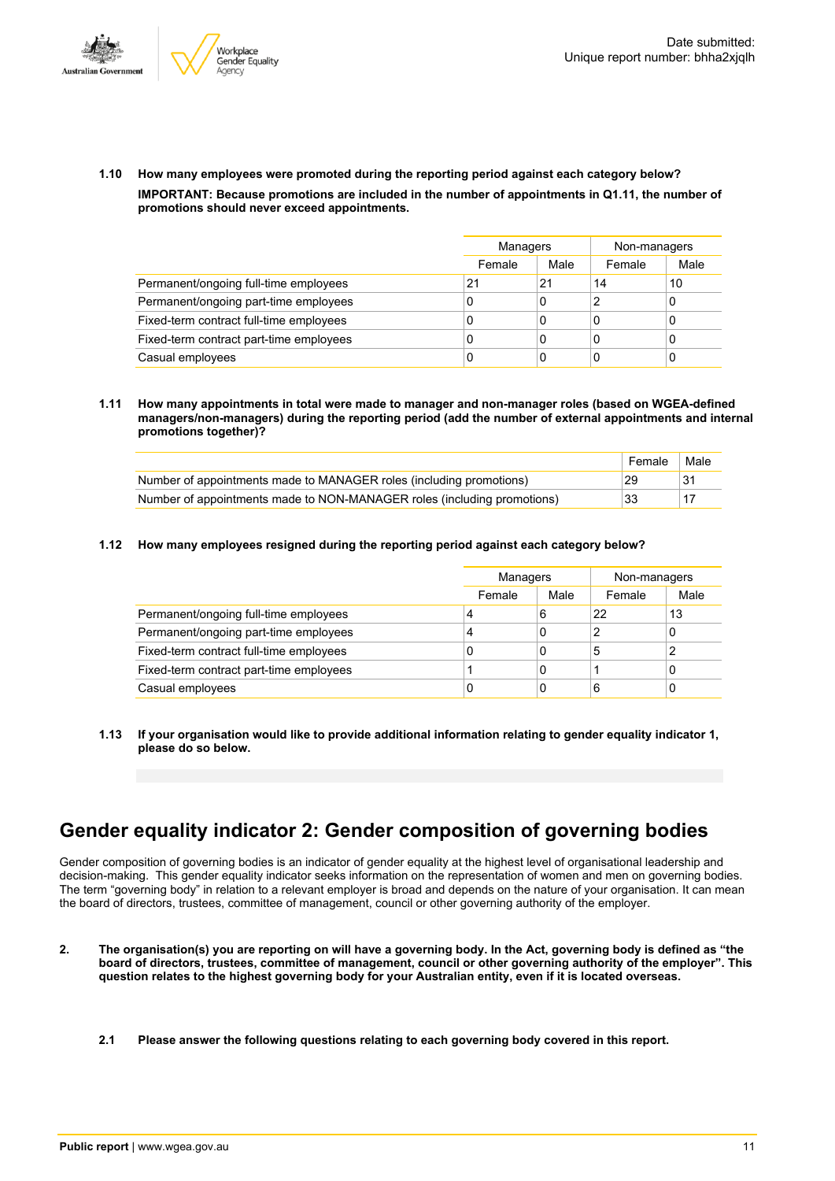**1.10 How many employees were promoted during the reporting period against each category below?**

**IMPORTANT: Because promotions are included in the number of appointments in Q1.11, the number of promotions should never exceed appointments.**

| | Managers | | Non-managers | |
|---|---|---|---|---|
| | Female | Male | Female | Male |
| Permanent/ongoing full-time employees | 21 | 21 | 14 | 10 |
| Permanent/ongoing part-time employees | 0 | 0 | 2 | 0 |
| Fixed-term contract full-time employees | 0 | 0 | 0 | 0 |
| Fixed-term contract part-time employees | 0 | 0 | 0 | 0 |
| Casual employees | 0 | 0 | 0 | 0 |

**1.11 How many appointments in total were made to manager and non-manager roles (based on WGEA-defined managers/non-managers) during the reporting period (add the number of external appointments and internal promotions together)?**

| | Female | Male |
|---|---|---|
| Number of appointments made to MANAGER roles (including promotions) | 29 | 31 |
| Number of appointments made to NON-MANAGER roles (including promotions) | 33 | 17 |

**1.12 How many employees resigned during the reporting period against each category below?**

| | Managers | | Non-managers | |
|---|---|---|---|---|
| | Female | Male | Female | Male |
| Permanent/ongoing full-time employees | 4 | 6 | 22 | 13 |
| Permanent/ongoing part-time employees | 4 | 0 | 2 | 0 |
| Fixed-term contract full-time employees | 0 | 0 | 5 | 2 |
| Fixed-term contract part-time employees | 1 | 0 | 1 | 0 |
| Casual employees | 0 | 0 | 6 | 0 |

**1.13 If your organisation would like to provide additional information relating to gender equality indicator 1, please do so below.**

# Gender equality indicator 2: Gender composition of governing bodies

Gender composition of governing bodies is an indicator of gender equality at the highest level of organisational leadership and decision-making. This gender equality indicator seeks information on the representation of women and men on governing bodies. The term "governing body" in relation to a relevant employer is broad and depends on the nature of your organisation. It can mean the board of directors, trustees, committee of management, council or other governing authority of the employer.

**2. The organisation(s) you are reporting on will have a governing body. In the Act, governing body is defined as "the board of directors, trustees, committee of management, council or other governing authority of the employer". This question relates to the highest governing body for your Australian entity, even if it is located overseas.**

**2.1 Please answer the following questions relating to each governing body covered in this report.**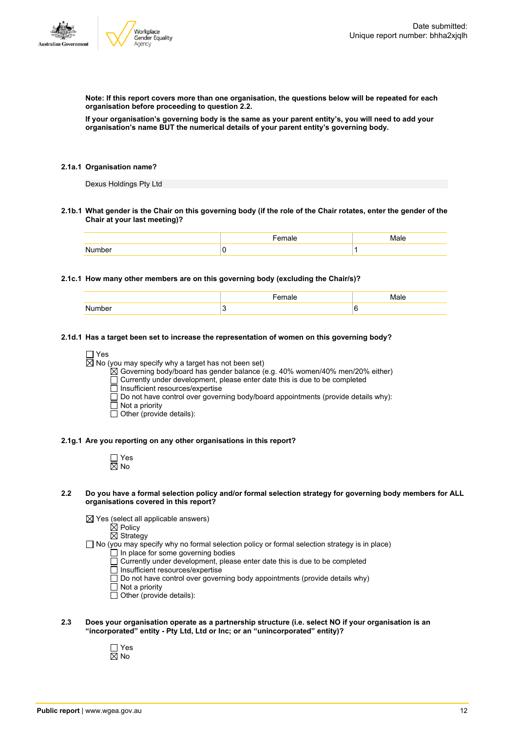Date submitted:
Unique report number: bhha2xjqlh

**Note: If this report covers more than one organisation, the questions below will be repeated for each organisation before proceeding to question 2.2.**

**If your organisation's governing body is the same as your parent entity's, you will need to add your organisation's name BUT the numerical details of your parent entity's governing body.**

**2.1a.1 Organisation name?**

Dexus Holdings Pty Ltd

**2.1b.1 What gender is the Chair on this governing body (if the role of the Chair rotates, enter the gender of the Chair at your last meeting)?**

| | Female | Male |
|---|---|---|
| Number | 0 | 1 |

**2.1c.1 How many other members are on this governing body (excluding the Chair/s)?**

| | Female | Male |
|---|---|---|
| Number | 3 | 6 |

**2.1d.1 Has a target been set to increase the representation of women on this governing body?**

☐ Yes
☒ No (you may specify why a target has not been set)
- ☒ Governing body/board has gender balance (e.g. 40% women/40% men/20% either)
- ☐ Currently under development, please enter date this is due to be completed
- ☐ Insufficient resources/expertise
- ☐ Do not have control over governing body/board appointments (provide details why):
- ☐ Not a priority
- ☐ Other (provide details):

**2.1g.1 Are you reporting on any other organisations in this report?**

☐ Yes
☒ No

**2.2 Do you have a formal selection policy and/or formal selection strategy for governing body members for ALL organisations covered in this report?**

☒ Yes (select all applicable answers)
- ☒ Policy
- ☒ Strategy

☐ No (you may specify why no formal selection policy or formal selection strategy is in place)
- ☐ In place for some governing bodies
- ☐ Currently under development, please enter date this is due to be completed
- ☐ Insufficient resources/expertise
- ☐ Do not have control over governing body appointments (provide details why)
- ☐ Not a priority
- ☐ Other (provide details):

**2.3 Does your organisation operate as a partnership structure (i.e. select NO if your organisation is an "incorporated" entity - Pty Ltd, Ltd or Inc; or an "unincorporated" entity)?**

☐ Yes
☒ No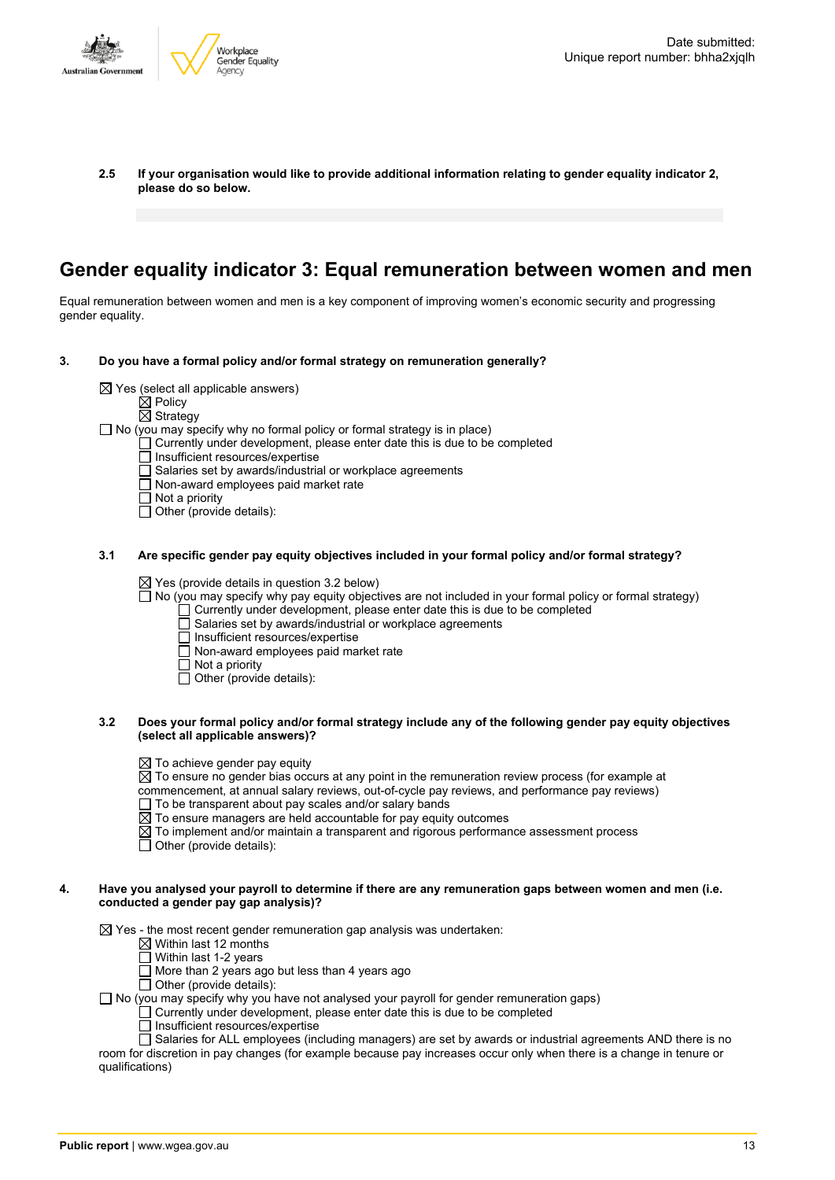**2.5 If your organisation would like to provide additional information relating to gender equality indicator 2, please do so below.**

# Gender equality indicator 3: Equal remuneration between women and men

Equal remuneration between women and men is a key component of improving women's economic security and progressing gender equality.

**3. Do you have a formal policy and/or formal strategy on remuneration generally?**

☒ Yes (select all applicable answers)
- ☒ Policy
- ☒ Strategy

☐ No (you may specify why no formal policy or formal strategy is in place)
- ☐ Currently under development, please enter date this is due to be completed
- ☐ Insufficient resources/expertise
- ☐ Salaries set by awards/industrial or workplace agreements
- ☐ Non-award employees paid market rate
- ☐ Not a priority
- ☐ Other (provide details):

**3.1 Are specific gender pay equity objectives included in your formal policy and/or formal strategy?**

☒ Yes (provide details in question 3.2 below)

☐ No (you may specify why pay equity objectives are not included in your formal policy or formal strategy)
- ☐ Currently under development, please enter date this is due to be completed
- ☐ Salaries set by awards/industrial or workplace agreements
- ☐ Insufficient resources/expertise
- ☐ Non-award employees paid market rate
- ☐ Not a priority
- ☐ Other (provide details):

**3.2 Does your formal policy and/or formal strategy include any of the following gender pay equity objectives (select all applicable answers)?**

☒ To achieve gender pay equity

☒ To ensure no gender bias occurs at any point in the remuneration review process (for example at commencement, at annual salary reviews, out-of-cycle pay reviews, and performance pay reviews)

☐ To be transparent about pay scales and/or salary bands

☒ To ensure managers are held accountable for pay equity outcomes

☒ To implement and/or maintain a transparent and rigorous performance assessment process

☐ Other (provide details):

**4. Have you analysed your payroll to determine if there are any remuneration gaps between women and men (i.e. conducted a gender pay gap analysis)?**

☒ Yes - the most recent gender remuneration gap analysis was undertaken:
- ☒ Within last 12 months
- ☐ Within last 1-2 years
- ☐ More than 2 years ago but less than 4 years ago
- ☐ Other (provide details):

☐ No (you may specify why you have not analysed your payroll for gender remuneration gaps)
- ☐ Currently under development, please enter date this is due to be completed
- ☐ Insufficient resources/expertise
- ☐ Salaries for ALL employees (including managers) are set by awards or industrial agreements AND there is no room for discretion in pay changes (for example because pay increases occur only when there is a change in tenure or qualifications)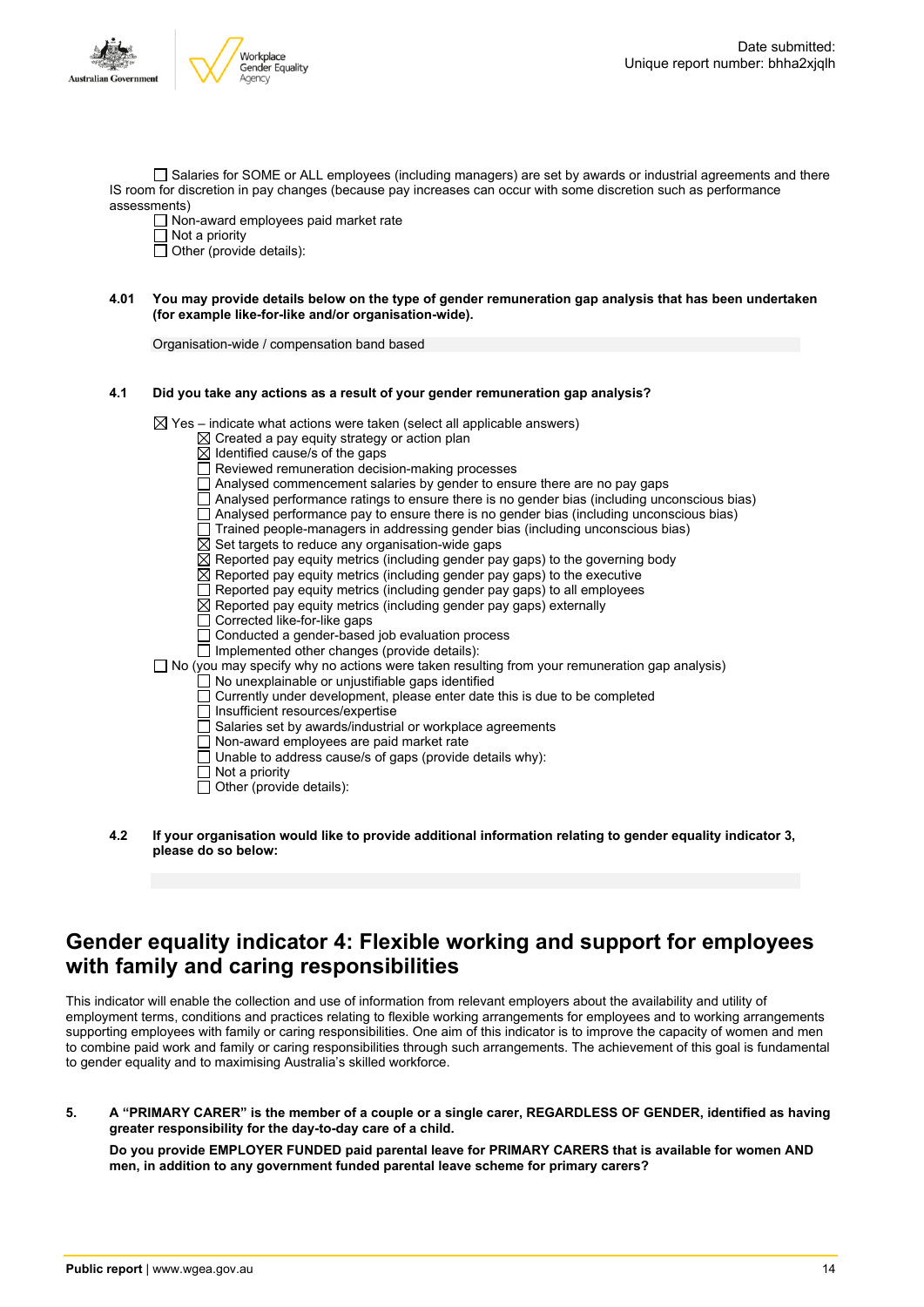☐ Salaries for SOME or ALL employees (including managers) are set by awards or industrial agreements and there IS room for discretion in pay changes (because pay increases can occur with some discretion such as performance assessments)
☐ Non-award employees paid market rate
☐ Not a priority
☐ Other (provide details):

**4.01 You may provide details below on the type of gender remuneration gap analysis that has been undertaken (for example like-for-like and/or organisation-wide).**

Organisation-wide / compensation band based

**4.1 Did you take any actions as a result of your gender remuneration gap analysis?**

☒ Yes – indicate what actions were taken (select all applicable answers)
- ☒ Created a pay equity strategy or action plan
- ☒ Identified cause/s of the gaps
- ☐ Reviewed remuneration decision-making processes
- ☐ Analysed commencement salaries by gender to ensure there are no pay gaps
- ☐ Analysed performance ratings to ensure there is no gender bias (including unconscious bias)
- ☐ Analysed performance pay to ensure there is no gender bias (including unconscious bias)
- ☐ Trained people-managers in addressing gender bias (including unconscious bias)
- ☒ Set targets to reduce any organisation-wide gaps
- ☒ Reported pay equity metrics (including gender pay gaps) to the governing body
- ☒ Reported pay equity metrics (including gender pay gaps) to the executive
- ☐ Reported pay equity metrics (including gender pay gaps) to all employees
- ☒ Reported pay equity metrics (including gender pay gaps) externally
- ☐ Corrected like-for-like gaps
- ☐ Conducted a gender-based job evaluation process
- ☐ Implemented other changes (provide details):

☐ No (you may specify why no actions were taken resulting from your remuneration gap analysis)
- ☐ No unexplainable or unjustifiable gaps identified
- ☐ Currently under development, please enter date this is due to be completed
- ☐ Insufficient resources/expertise
- ☐ Salaries set by awards/industrial or workplace agreements
- ☐ Non-award employees are paid market rate
- ☐ Unable to address cause/s of gaps (provide details why):
- ☐ Not a priority
- ☐ Other (provide details):

**4.2 If your organisation would like to provide additional information relating to gender equality indicator 3, please do so below:**

# Gender equality indicator 4: Flexible working and support for employees with family and caring responsibilities

This indicator will enable the collection and use of information from relevant employers about the availability and utility of employment terms, conditions and practices relating to flexible working arrangements for employees and to working arrangements supporting employees with family or caring responsibilities. One aim of this indicator is to improve the capacity of women and men to combine paid work and family or caring responsibilities through such arrangements. The achievement of this goal is fundamental to gender equality and to maximising Australia's skilled workforce.

**5. A "PRIMARY CARER" is the member of a couple or a single carer, REGARDLESS OF GENDER, identified as having greater responsibility for the day-to-day care of a child.**

**Do you provide EMPLOYER FUNDED paid parental leave for PRIMARY CARERS that is available for women AND men, in addition to any government funded parental leave scheme for primary carers?**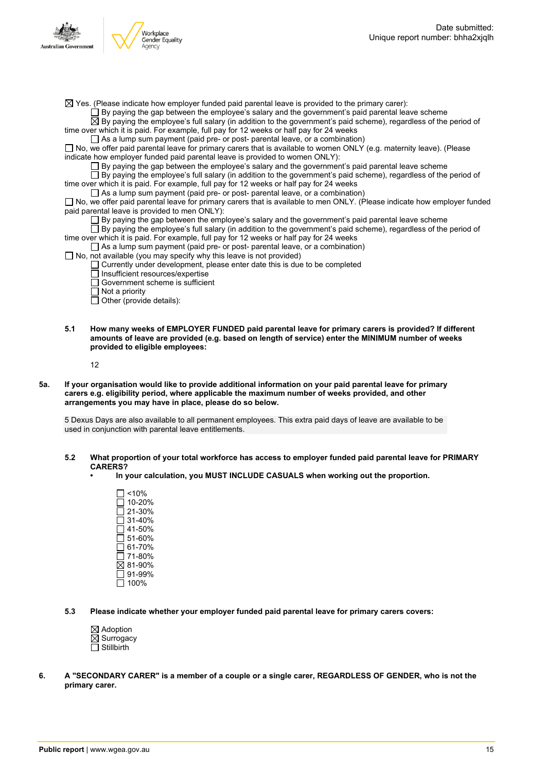☒ Yes. (Please indicate how employer funded paid parental leave is provided to the primary carer):

- ☐ By paying the gap between the employee's salary and the government's paid parental leave scheme
- ☒ By paying the employee's full salary (in addition to the government's paid scheme), regardless of the period of time over which it is paid. For example, full pay for 12 weeks or half pay for 24 weeks
- ☐ As a lump sum payment (paid pre- or post- parental leave, or a combination)

☐ No, we offer paid parental leave for primary carers that is available to women ONLY (e.g. maternity leave). (Please indicate how employer funded paid parental leave is provided to women ONLY):

- ☐ By paying the gap between the employee's salary and the government's paid parental leave scheme
- ☐ By paying the employee's full salary (in addition to the government's paid scheme), regardless of the period of time over which it is paid. For example, full pay for 12 weeks or half pay for 24 weeks
- ☐ As a lump sum payment (paid pre- or post- parental leave, or a combination)

☐ No, we offer paid parental leave for primary carers that is available to men ONLY. (Please indicate how employer funded paid parental leave is provided to men ONLY):

- ☐ By paying the gap between the employee's salary and the government's paid parental leave scheme
- ☐ By paying the employee's full salary (in addition to the government's paid scheme), regardless of the period of time over which it is paid. For example, full pay for 12 weeks or half pay for 24 weeks
- ☐ As a lump sum payment (paid pre- or post- parental leave, or a combination)

☐ No, not available (you may specify why this leave is not provided)

- ☐ Currently under development, please enter date this is due to be completed
- ☐ Insufficient resources/expertise
- ☐ Government scheme is sufficient
- ☐ Not a priority
- ☐ Other (provide details):

**5.1 How many weeks of EMPLOYER FUNDED paid parental leave for primary carers is provided? If different amounts of leave are provided (e.g. based on length of service) enter the MINIMUM number of weeks provided to eligible employees:**

12

**5a. If your organisation would like to provide additional information on your paid parental leave for primary carers e.g. eligibility period, where applicable the maximum number of weeks provided, and other arrangements you may have in place, please do so below.**

5 Dexus Days are also available to all permanent employees. This extra paid days of leave are available to be used in conjunction with parental leave entitlements.

**5.2 What proportion of your total workforce has access to employer funded paid parental leave for PRIMARY CARERS?**

- **In your calculation, you MUST INCLUDE CASUALS when working out the proportion.**

☐ <10%
☐ 10-20%
☐ 21-30%
☐ 31-40%
☐ 41-50%
☐ 51-60%
☐ 61-70%
☐ 71-80%
☒ 81-90%
☐ 91-99%
☐ 100%

**5.3 Please indicate whether your employer funded paid parental leave for primary carers covers:**

☒ Adoption
☒ Surrogacy
☐ Stillbirth

**6. A "SECONDARY CARER" is a member of a couple or a single carer, REGARDLESS OF GENDER, who is not the primary carer.**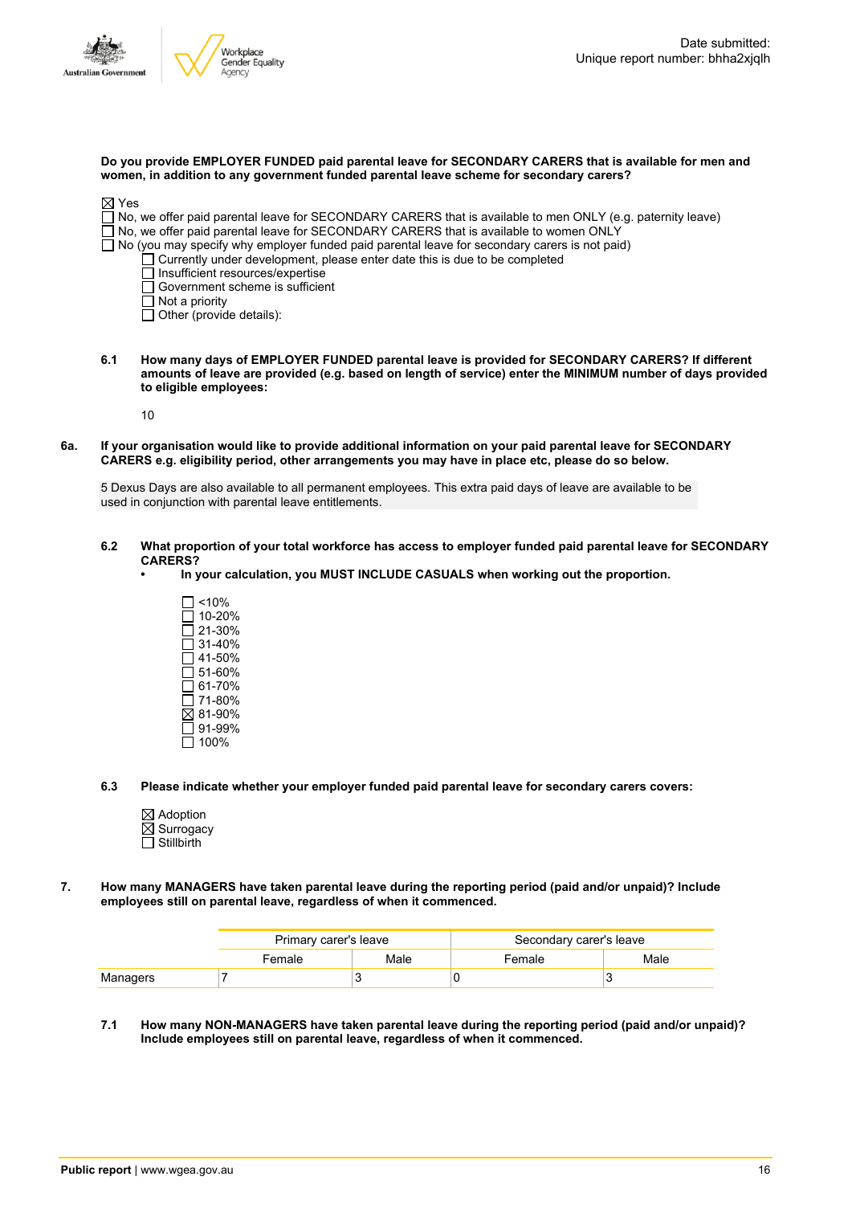**Do you provide EMPLOYER FUNDED paid parental leave for SECONDARY CARERS that is available for men and women, in addition to any government funded parental leave scheme for secondary carers?**

☒ Yes
☐ No, we offer paid parental leave for SECONDARY CARERS that is available to men ONLY (e.g. paternity leave)
☐ No, we offer paid parental leave for SECONDARY CARERS that is available to women ONLY
☐ No (you may specify why employer funded paid parental leave for secondary carers is not paid)
- ☐ Currently under development, please enter date this is due to be completed
- ☐ Insufficient resources/expertise
- ☐ Government scheme is sufficient
- ☐ Not a priority
- ☐ Other (provide details):

**6.1 How many days of EMPLOYER FUNDED parental leave is provided for SECONDARY CARERS? If different amounts of leave are provided (e.g. based on length of service) enter the MINIMUM number of days provided to eligible employees:**

10

**6a. If your organisation would like to provide additional information on your paid parental leave for SECONDARY CARERS e.g. eligibility period, other arrangements you may have in place etc, please do so below.**

5 Dexus Days are also available to all permanent employees. This extra paid days of leave are available to be used in conjunction with parental leave entitlements.

**6.2 What proportion of your total workforce has access to employer funded paid parental leave for SECONDARY CARERS?**
- **In your calculation, you MUST INCLUDE CASUALS when working out the proportion.**

☐ <10%
☐ 10-20%
☐ 21-30%
☐ 31-40%
☐ 41-50%
☐ 51-60%
☐ 61-70%
☐ 71-80%
☒ 81-90%
☐ 91-99%
☐ 100%

**6.3 Please indicate whether your employer funded paid parental leave for secondary carers covers:**

☒ Adoption
☒ Surrogacy
☐ Stillbirth

**7. How many MANAGERS have taken parental leave during the reporting period (paid and/or unpaid)? Include employees still on parental leave, regardless of when it commenced.**

| | Primary carer's leave | | Secondary carer's leave | |
|---|---|---|---|---|
| | Female | Male | Female | Male |
| Managers | 7 | 3 | 0 | 3 |

**7.1 How many NON-MANAGERS have taken parental leave during the reporting period (paid and/or unpaid)? Include employees still on parental leave, regardless of when it commenced.**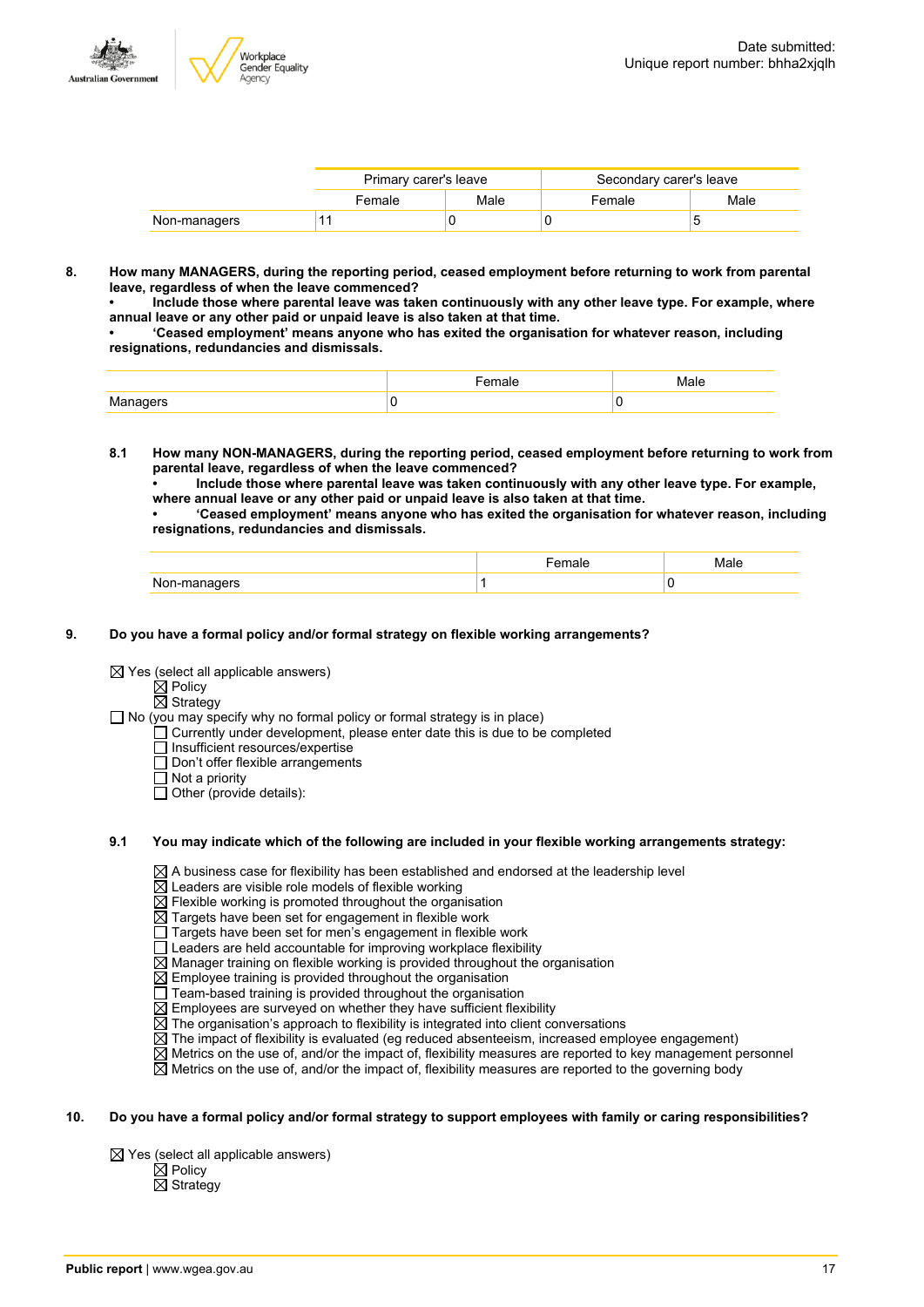| | Primary carer's leave | | Secondary carer's leave | |
|---|---|---|---|---|
| | Female | Male | Female | Male |
| Non-managers | 11 | 0 | 0 | 5 |

**8. How many MANAGERS, during the reporting period, ceased employment before returning to work from parental leave, regardless of when the leave commenced?**
**• Include those where parental leave was taken continuously with any other leave type. For example, where annual leave or any other paid or unpaid leave is also taken at that time.**
**• 'Ceased employment' means anyone who has exited the organisation for whatever reason, including resignations, redundancies and dismissals.**

| | Female | Male |
|---|---|---|
| Managers | 0 | 0 |

**8.1 How many NON-MANAGERS, during the reporting period, ceased employment before returning to work from parental leave, regardless of when the leave commenced?**
**• Include those where parental leave was taken continuously with any other leave type. For example, where annual leave or any other paid or unpaid leave is also taken at that time.**
**• 'Ceased employment' means anyone who has exited the organisation for whatever reason, including resignations, redundancies and dismissals.**

| | Female | Male |
|---|---|---|
| Non-managers | 1 | 0 |

**9. Do you have a formal policy and/or formal strategy on flexible working arrangements?**

☒ Yes (select all applicable answers)
- ☒ Policy
- ☒ Strategy

☐ No (you may specify why no formal policy or formal strategy is in place)
- ☐ Currently under development, please enter date this is due to be completed
- ☐ Insufficient resources/expertise
- ☐ Don't offer flexible arrangements
- ☐ Not a priority
- ☐ Other (provide details):

**9.1 You may indicate which of the following are included in your flexible working arrangements strategy:**

- ☒ A business case for flexibility has been established and endorsed at the leadership level
- ☒ Leaders are visible role models of flexible working
- ☒ Flexible working is promoted throughout the organisation
- ☒ Targets have been set for engagement in flexible work
- ☐ Targets have been set for men's engagement in flexible work
- ☐ Leaders are held accountable for improving workplace flexibility
- ☒ Manager training on flexible working is provided throughout the organisation
- ☒ Employee training is provided throughout the organisation
- ☐ Team-based training is provided throughout the organisation
- ☒ Employees are surveyed on whether they have sufficient flexibility
- ☒ The organisation's approach to flexibility is integrated into client conversations
- ☒ The impact of flexibility is evaluated (eg reduced absenteeism, increased employee engagement)
- ☒ Metrics on the use of, and/or the impact of, flexibility measures are reported to key management personnel
- ☒ Metrics on the use of, and/or the impact of, flexibility measures are reported to the governing body

**10. Do you have a formal policy and/or formal strategy to support employees with family or caring responsibilities?**

☒ Yes (select all applicable answers)
- ☒ Policy
- ☒ Strategy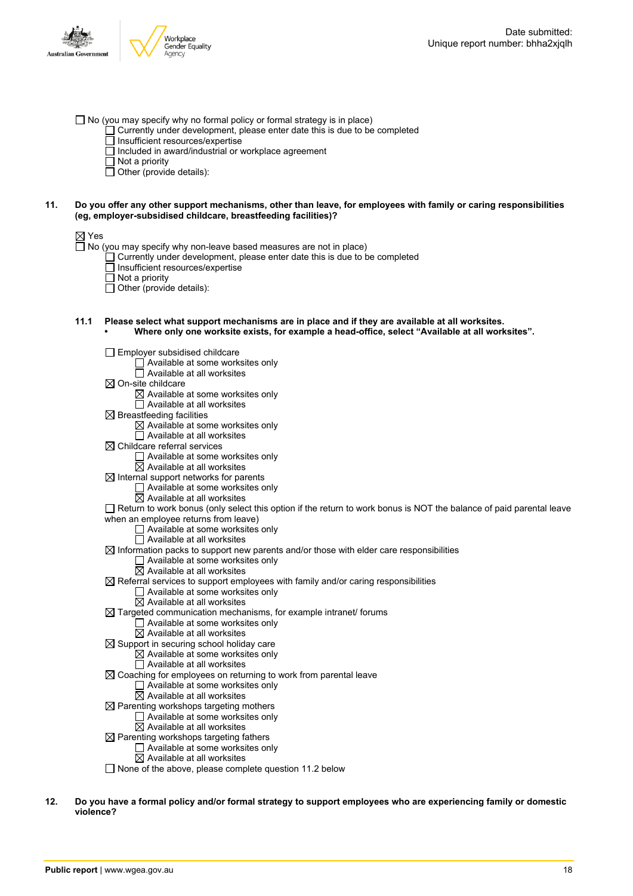☐ No (you may specify why no formal policy or formal strategy is in place)
- ☐ Currently under development, please enter date this is due to be completed
- ☐ Insufficient resources/expertise
- ☐ Included in award/industrial or workplace agreement
- ☐ Not a priority
- ☐ Other (provide details):

**11. Do you offer any other support mechanisms, other than leave, for employees with family or caring responsibilities (eg, employer-subsidised childcare, breastfeeding facilities)?**

☒ Yes
☐ No (you may specify why non-leave based measures are not in place)
- ☐ Currently under development, please enter date this is due to be completed
- ☐ Insufficient resources/expertise
- ☐ Not a priority
- ☐ Other (provide details):

**11.1 Please select what support mechanisms are in place and if they are available at all worksites.**
- **Where only one worksite exists, for example a head-office, select "Available at all worksites".**

☐ Employer subsidised childcare
- ☐ Available at some worksites only
- ☐ Available at all worksites

☒ On-site childcare
- ☒ Available at some worksites only
- ☐ Available at all worksites

☒ Breastfeeding facilities
- ☒ Available at some worksites only
- ☐ Available at all worksites

☒ Childcare referral services
- ☐ Available at some worksites only
- ☒ Available at all worksites

☒ Internal support networks for parents
- ☐ Available at some worksites only
- ☒ Available at all worksites

☐ Return to work bonus (only select this option if the return to work bonus is NOT the balance of paid parental leave when an employee returns from leave)
- ☐ Available at some worksites only
- ☐ Available at all worksites

☒ Information packs to support new parents and/or those with elder care responsibilities
- ☐ Available at some worksites only
- ☒ Available at all worksites

☒ Referral services to support employees with family and/or caring responsibilities
- ☐ Available at some worksites only
- ☒ Available at all worksites

☒ Targeted communication mechanisms, for example intranet/ forums
- ☐ Available at some worksites only
- ☒ Available at all worksites

☒ Support in securing school holiday care
- ☒ Available at some worksites only
- ☐ Available at all worksites

☒ Coaching for employees on returning to work from parental leave
- ☐ Available at some worksites only
- ☒ Available at all worksites

☒ Parenting workshops targeting mothers
- ☐ Available at some worksites only
- ☒ Available at all worksites

☒ Parenting workshops targeting fathers
- ☐ Available at some worksites only
- ☒ Available at all worksites

☐ None of the above, please complete question 11.2 below

**12. Do you have a formal policy and/or formal strategy to support employees who are experiencing family or domestic violence?**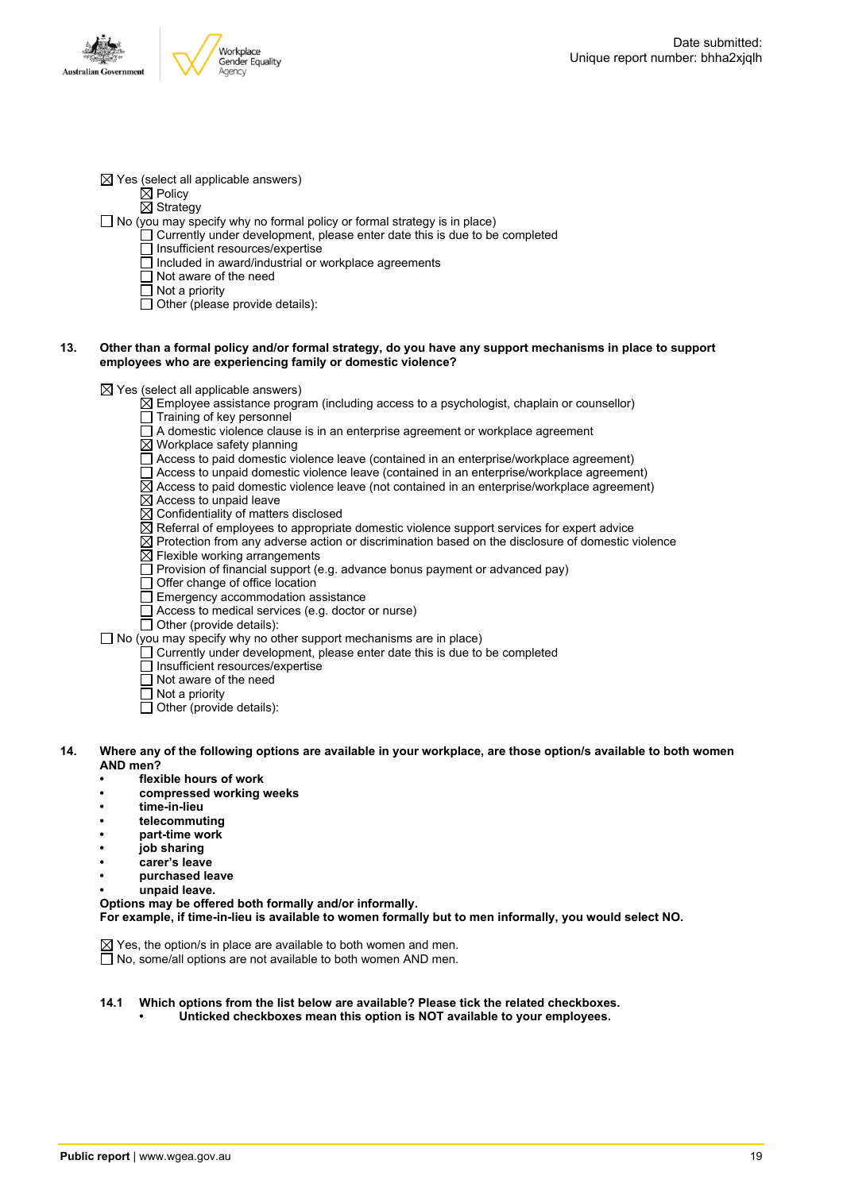☒ Yes (select all applicable answers)
  - ☒ Policy
  - ☒ Strategy

☐ No (you may specify why no formal policy or formal strategy is in place)
  - ☐ Currently under development, please enter date this is due to be completed
  - ☐ Insufficient resources/expertise
  - ☐ Included in award/industrial or workplace agreements
  - ☐ Not aware of the need
  - ☐ Not a priority
  - ☐ Other (please provide details):

**13. Other than a formal policy and/or formal strategy, do you have any support mechanisms in place to support employees who are experiencing family or domestic violence?**

☒ Yes (select all applicable answers)
  - ☒ Employee assistance program (including access to a psychologist, chaplain or counsellor)
  - ☐ Training of key personnel
  - ☐ A domestic violence clause is in an enterprise agreement or workplace agreement
  - ☒ Workplace safety planning
  - ☐ Access to paid domestic violence leave (contained in an enterprise/workplace agreement)
  - ☐ Access to unpaid domestic violence leave (contained in an enterprise/workplace agreement)
  - ☒ Access to paid domestic violence leave (not contained in an enterprise/workplace agreement)
  - ☒ Access to unpaid leave
  - ☒ Confidentiality of matters disclosed
  - ☒ Referral of employees to appropriate domestic violence support services for expert advice
  - ☒ Protection from any adverse action or discrimination based on the disclosure of domestic violence
  - ☒ Flexible working arrangements
  - ☐ Provision of financial support (e.g. advance bonus payment or advanced pay)
  - ☐ Offer change of office location
  - ☐ Emergency accommodation assistance
  - ☐ Access to medical services (e.g. doctor or nurse)
  - ☐ Other (provide details):

☐ No (you may specify why no other support mechanisms are in place)
  - ☐ Currently under development, please enter date this is due to be completed
  - ☐ Insufficient resources/expertise
  - ☐ Not aware of the need
  - ☐ Not a priority
  - ☐ Other (provide details):

**14. Where any of the following options are available in your workplace, are those option/s available to both women AND men?**

- **flexible hours of work**
- **compressed working weeks**
- **time-in-lieu**
- **telecommuting**
- **part-time work**
- **job sharing**
- **carer's leave**
- **purchased leave**
- **unpaid leave.**

**Options may be offered both formally and/or informally.**
**For example, if time-in-lieu is available to women formally but to men informally, you would select NO.**

☒ Yes, the option/s in place are available to both women and men.
☐ No, some/all options are not available to both women AND men.

**14.1 Which options from the list below are available? Please tick the related checkboxes.**
- **Unticked checkboxes mean this option is NOT available to your employees.**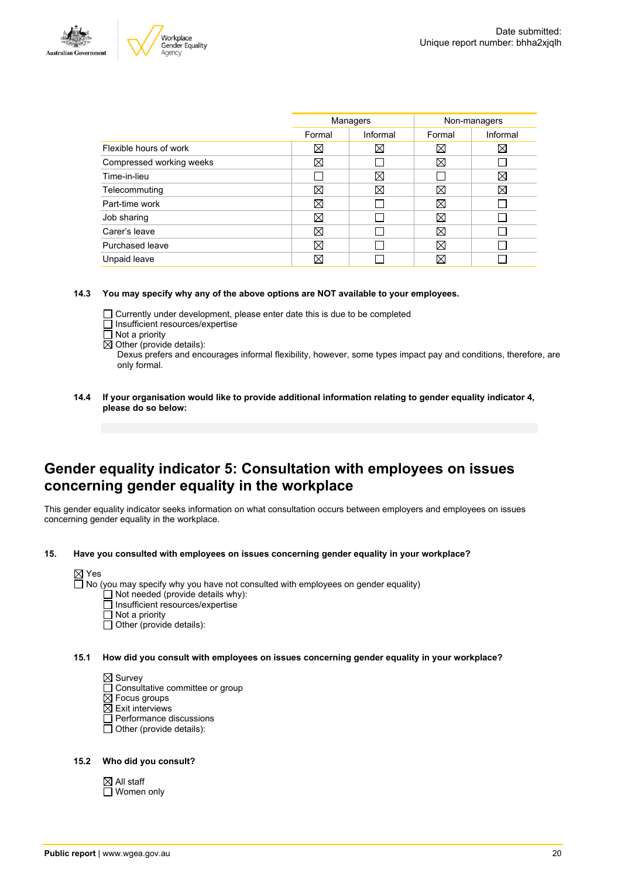| | Managers | | Non-managers | |
|---|---|---|---|---|
| | Formal | Informal | Formal | Informal |
| Flexible hours of work | ☒ | ☒ | ☒ | ☒ |
| Compressed working weeks | ☒ | ☐ | ☒ | ☐ |
| Time-in-lieu | ☐ | ☒ | ☐ | ☒ |
| Telecommuting | ☒ | ☒ | ☒ | ☒ |
| Part-time work | ☒ | ☐ | ☒ | ☐ |
| Job sharing | ☒ | ☐ | ☒ | ☐ |
| Carer's leave | ☒ | ☐ | ☒ | ☐ |
| Purchased leave | ☒ | ☐ | ☒ | ☐ |
| Unpaid leave | ☒ | ☐ | ☒ | ☐ |

**14.3 You may specify why any of the above options are NOT available to your employees.**

☐ Currently under development, please enter date this is due to be completed
☐ Insufficient resources/expertise
☐ Not a priority
☒ Other (provide details):
Dexus prefers and encourages informal flexibility, however, some types impact pay and conditions, therefore, are only formal.

**14.4 If your organisation would like to provide additional information relating to gender equality indicator 4, please do so below:**

## Gender equality indicator 5: Consultation with employees on issues concerning gender equality in the workplace

This gender equality indicator seeks information on what consultation occurs between employers and employees on issues concerning gender equality in the workplace.

**15. Have you consulted with employees on issues concerning gender equality in your workplace?**

☒ Yes
☐ No (you may specify why you have not consulted with employees on gender equality)
☐ Not needed (provide details why):
☐ Insufficient resources/expertise
☐ Not a priority
☐ Other (provide details):

**15.1 How did you consult with employees on issues concerning gender equality in your workplace?**

☒ Survey
☐ Consultative committee or group
☒ Focus groups
☒ Exit interviews
☐ Performance discussions
☐ Other (provide details):

**15.2 Who did you consult?**

☒ All staff
☐ Women only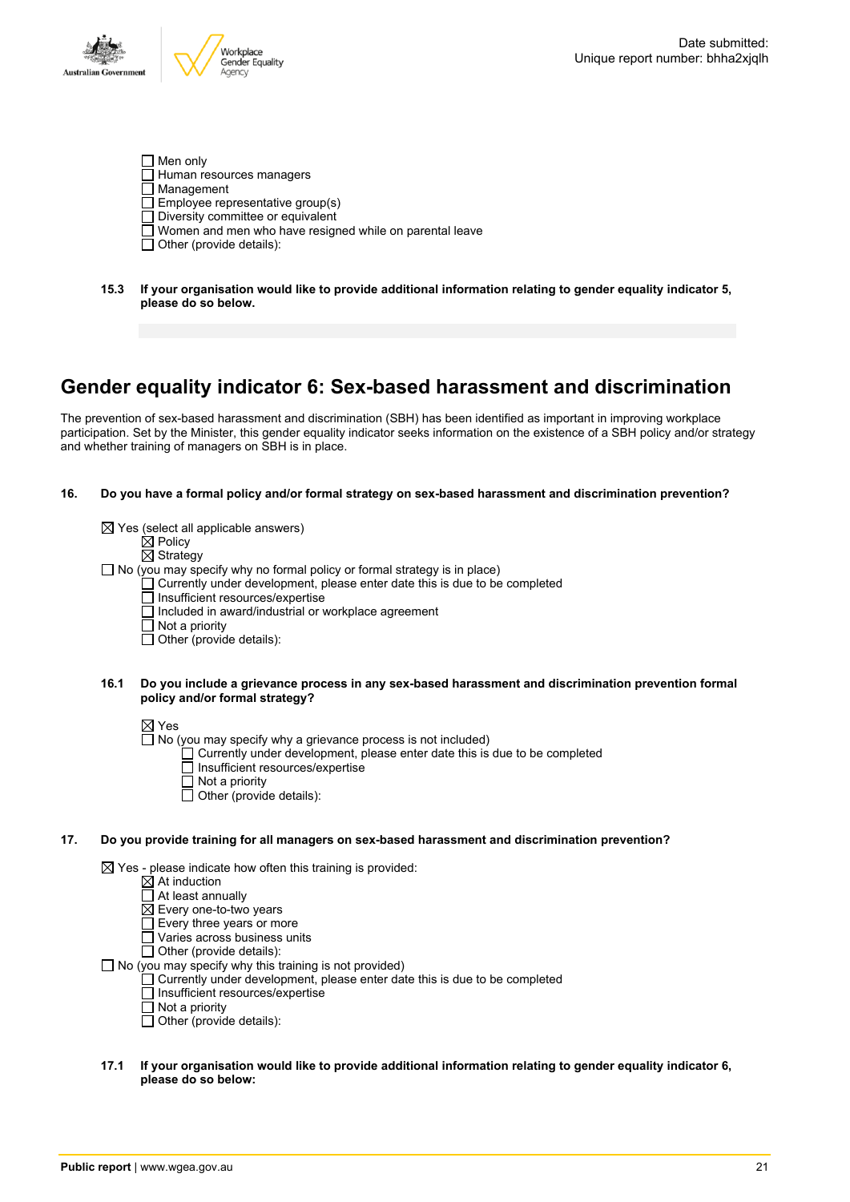- ☐ Men only
- ☐ Human resources managers
- ☐ Management
- ☐ Employee representative group(s)
- ☐ Diversity committee or equivalent
- ☐ Women and men who have resigned while on parental leave
- ☐ Other (provide details):

**15.3 If your organisation would like to provide additional information relating to gender equality indicator 5, please do so below.**

## Gender equality indicator 6: Sex-based harassment and discrimination

The prevention of sex-based harassment and discrimination (SBH) has been identified as important in improving workplace participation. Set by the Minister, this gender equality indicator seeks information on the existence of a SBH policy and/or strategy and whether training of managers on SBH is in place.

**16. Do you have a formal policy and/or formal strategy on sex-based harassment and discrimination prevention?**

- ☒ Yes (select all applicable answers)
  - ☒ Policy
  - ☒ Strategy
- ☐ No (you may specify why no formal policy or formal strategy is in place)
  - ☐ Currently under development, please enter date this is due to be completed
  - ☐ Insufficient resources/expertise
  - ☐ Included in award/industrial or workplace agreement
  - ☐ Not a priority
  - ☐ Other (provide details):

**16.1 Do you include a grievance process in any sex-based harassment and discrimination prevention formal policy and/or formal strategy?**

- ☒ Yes
- ☐ No (you may specify why a grievance process is not included)
  - ☐ Currently under development, please enter date this is due to be completed
  - ☐ Insufficient resources/expertise
  - ☐ Not a priority
  - ☐ Other (provide details):

**17. Do you provide training for all managers on sex-based harassment and discrimination prevention?**

- ☒ Yes - please indicate how often this training is provided:
  - ☒ At induction
  - ☐ At least annually
  - ☒ Every one-to-two years
  - ☐ Every three years or more
  - ☐ Varies across business units
  - ☐ Other (provide details):
- ☐ No (you may specify why this training is not provided)
  - ☐ Currently under development, please enter date this is due to be completed
  - ☐ Insufficient resources/expertise
  - ☐ Not a priority
  - ☐ Other (provide details):

**17.1 If your organisation would like to provide additional information relating to gender equality indicator 6, please do so below:**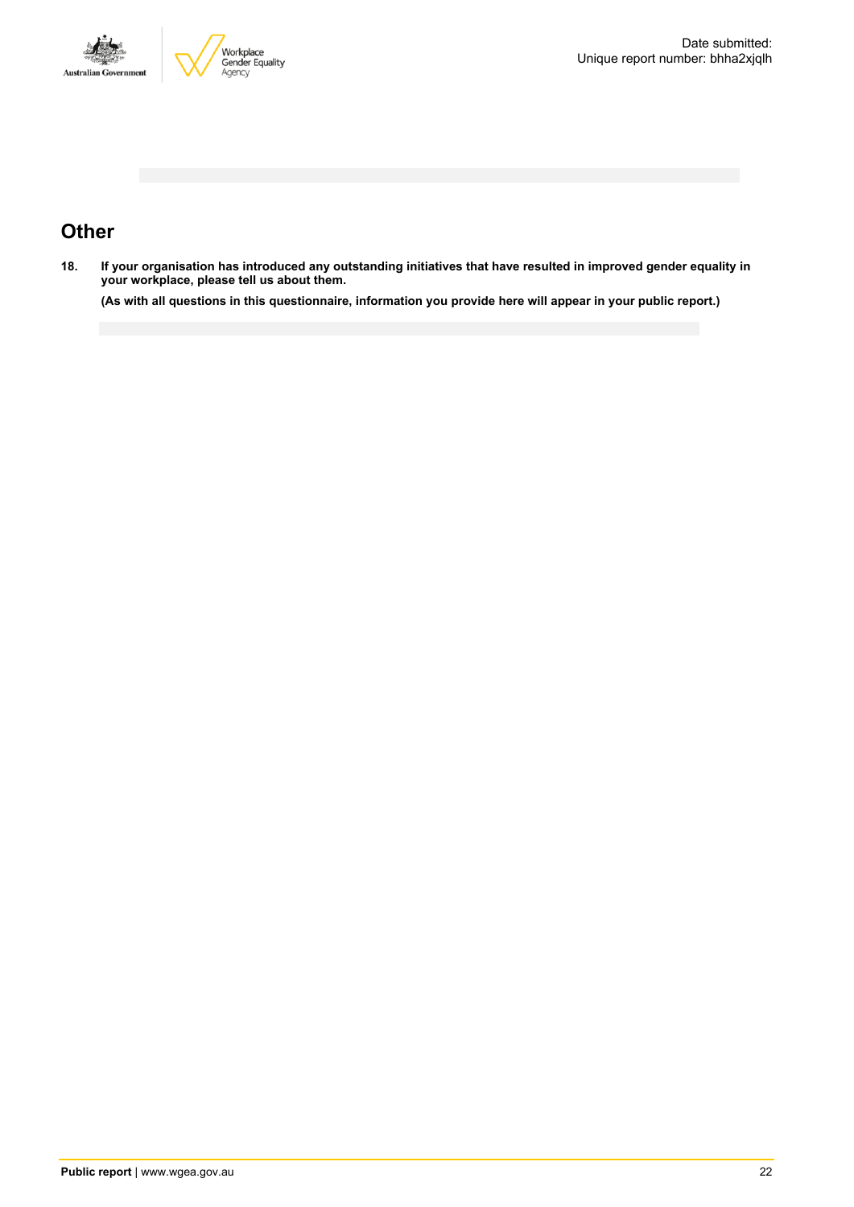## Other

18. **If your organisation has introduced any outstanding initiatives that have resulted in improved gender equality in your workplace, please tell us about them.**

    **(As with all questions in this questionnaire, information you provide here will appear in your public report.)**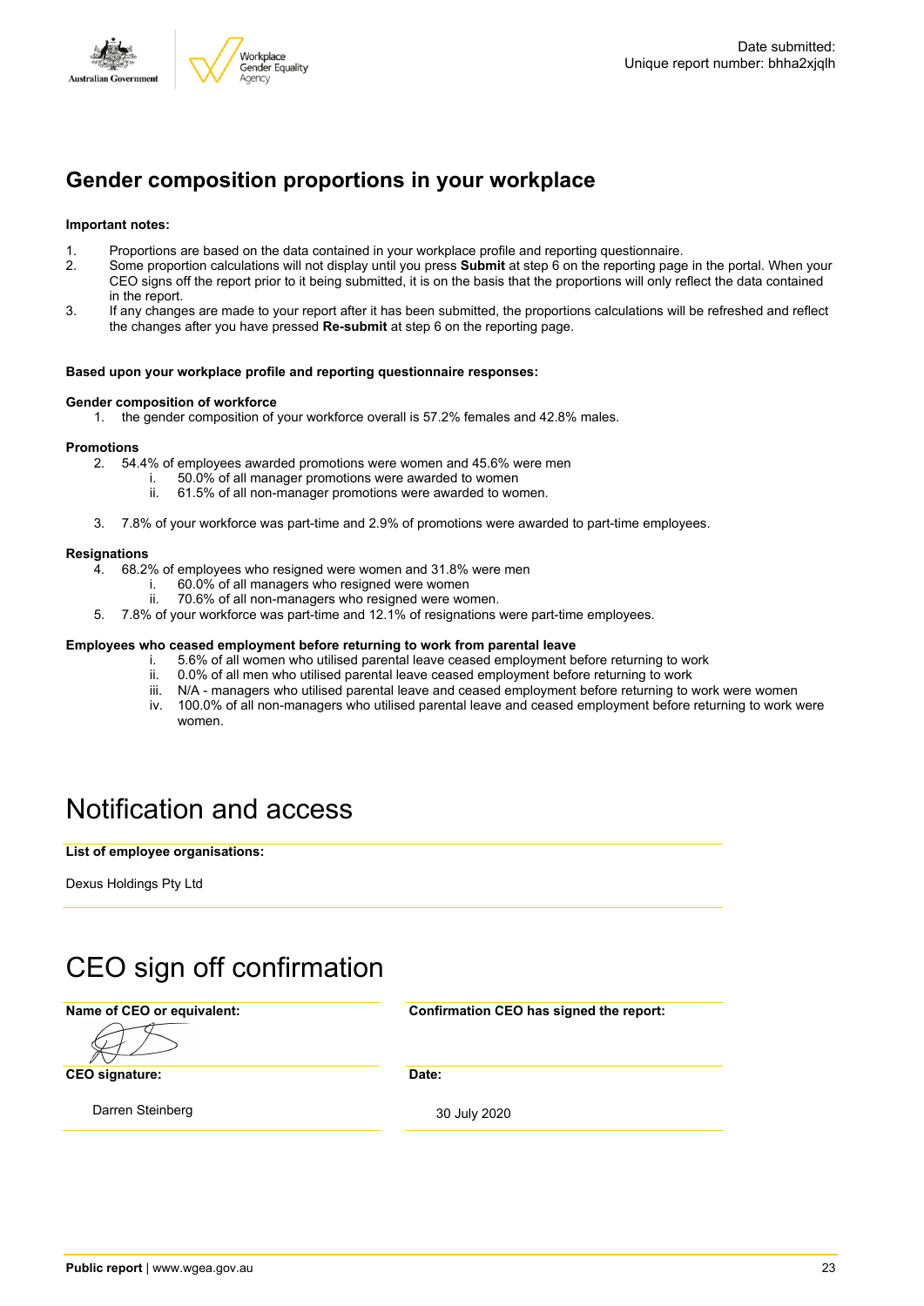## Gender composition proportions in your workplace

**Important notes:**

1. Proportions are based on the data contained in your workplace profile and reporting questionnaire.
2. Some proportion calculations will not display until you press **Submit** at step 6 on the reporting page in the portal. When your CEO signs off the report prior to it being submitted, it is on the basis that the proportions will only reflect the data contained in the report.
3. If any changes are made to your report after it has been submitted, the proportions calculations will be refreshed and reflect the changes after you have pressed **Re-submit** at step 6 on the reporting page.

**Based upon your workplace profile and reporting questionnaire responses:**

**Gender composition of workforce**

1. the gender composition of your workforce overall is 57.2% females and 42.8% males.

**Promotions**

2. 54.4% of employees awarded promotions were women and 45.6% were men
   i. 50.0% of all manager promotions were awarded to women
   ii. 61.5% of all non-manager promotions were awarded to women.

3. 7.8% of your workforce was part-time and 2.9% of promotions were awarded to part-time employees.

**Resignations**

4. 68.2% of employees who resigned were women and 31.8% were men
   i. 60.0% of all managers who resigned were women
   ii. 70.6% of all non-managers who resigned were women.
5. 7.8% of your workforce was part-time and 12.1% of resignations were part-time employees.

**Employees who ceased employment before returning to work from parental leave**

i. 5.6% of all women who utilised parental leave ceased employment before returning to work
ii. 0.0% of all men who utilised parental leave ceased employment before returning to work
iii. N/A - managers who utilised parental leave and ceased employment before returning to work were women
iv. 100.0% of all non-managers who utilised parental leave and ceased employment before returning to work were women.

# Notification and access

**List of employee organisations:**

Dexus Holdings Pty Ltd

# CEO sign off confirmation

**Name of CEO or equivalent:**

**Confirmation CEO has signed the report:**

**CEO signature:**

Darren Steinberg

**Date:**

30 July 2020